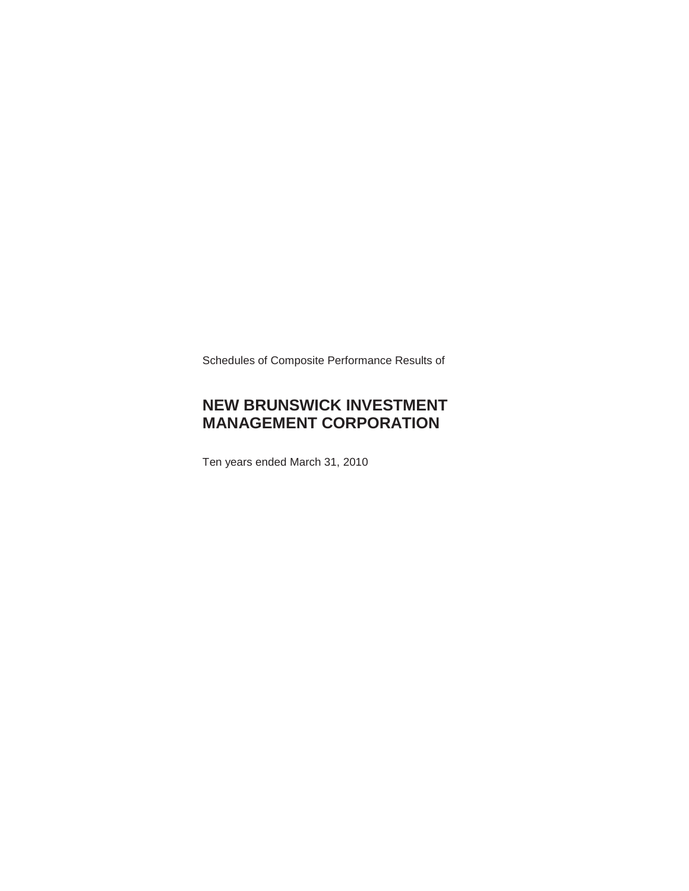Schedules of Composite Performance Results of

# NEW BRUNSWICK INVESTMENT MANAGEMENT CORPORATION

Ten years ended March 31, 2010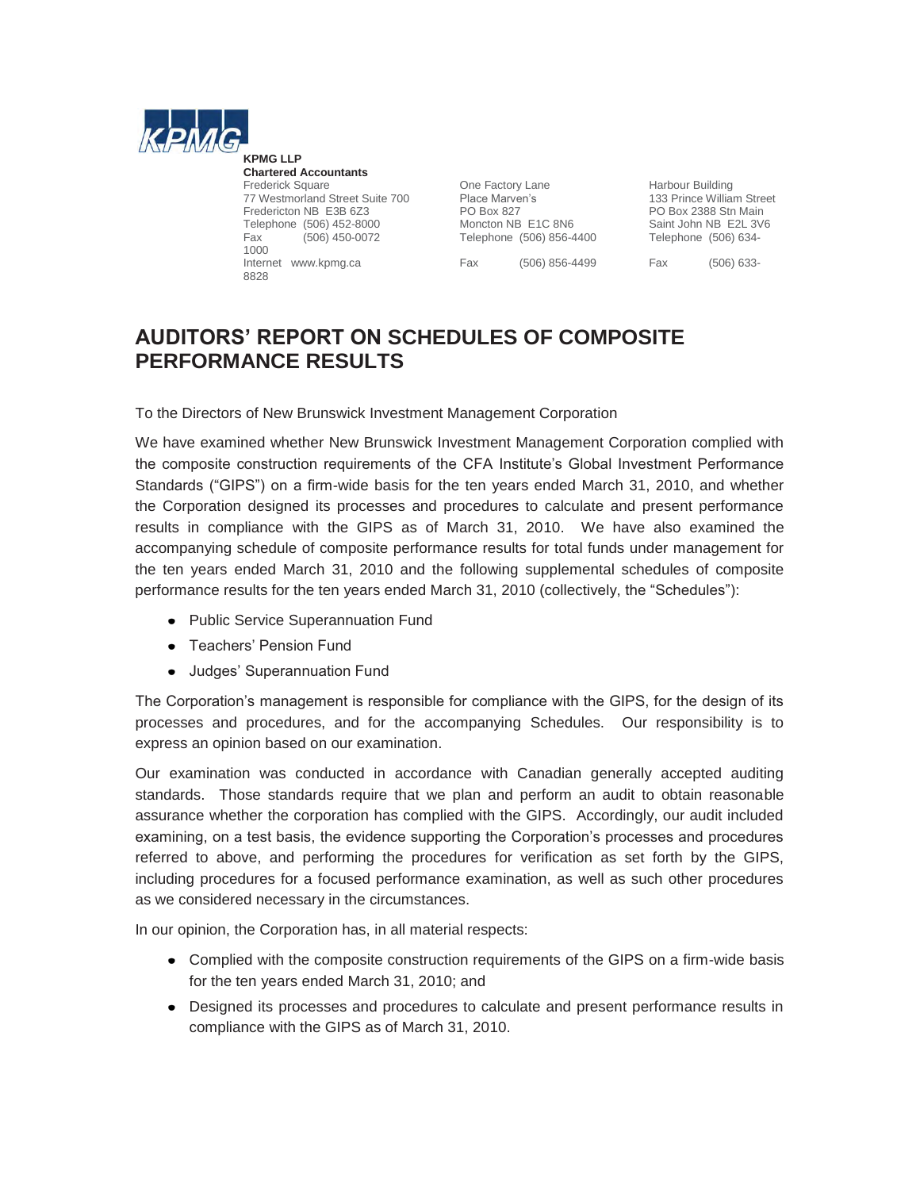**KPMG LLP**
**Chartered Accountants**
Frederick Square
77 Westmorland Street Suite 700
Fredericton NB E3B 6Z3
Telephone (506) 452-8000
Fax (506) 450-0072
1000
Internet www.kpmg.ca
8828

One Factory Lane
Place Marven's
PO Box 827
Moncton NB E1C 8N6
Telephone (506) 856-4400
Fax (506) 856-4499

Harbour Building
133 Prince William Street
PO Box 2388 Stn Main
Saint John NB E2L 3V6
Telephone (506) 634-
Fax (506) 633-

# AUDITORS' REPORT ON SCHEDULES OF COMPOSITE PERFORMANCE RESULTS

To the Directors of New Brunswick Investment Management Corporation

We have examined whether New Brunswick Investment Management Corporation complied with the composite construction requirements of the CFA Institute's Global Investment Performance Standards ("GIPS") on a firm-wide basis for the ten years ended March 31, 2010, and whether the Corporation designed its processes and procedures to calculate and present performance results in compliance with the GIPS as of March 31, 2010. We have also examined the accompanying schedule of composite performance results for total funds under management for the ten years ended March 31, 2010 and the following supplemental schedules of composite performance results for the ten years ended March 31, 2010 (collectively, the "Schedules"):

- Public Service Superannuation Fund
- Teachers' Pension Fund
- Judges' Superannuation Fund

The Corporation's management is responsible for compliance with the GIPS, for the design of its processes and procedures, and for the accompanying Schedules. Our responsibility is to express an opinion based on our examination.

Our examination was conducted in accordance with Canadian generally accepted auditing standards. Those standards require that we plan and perform an audit to obtain reasonable assurance whether the corporation has complied with the GIPS. Accordingly, our audit included examining, on a test basis, the evidence supporting the Corporation's processes and procedures referred to above, and performing the procedures for verification as set forth by the GIPS, including procedures for a focused performance examination, as well as such other procedures as we considered necessary in the circumstances.

In our opinion, the Corporation has, in all material respects:

- Complied with the composite construction requirements of the GIPS on a firm-wide basis for the ten years ended March 31, 2010; and
- Designed its processes and procedures to calculate and present performance results in compliance with the GIPS as of March 31, 2010.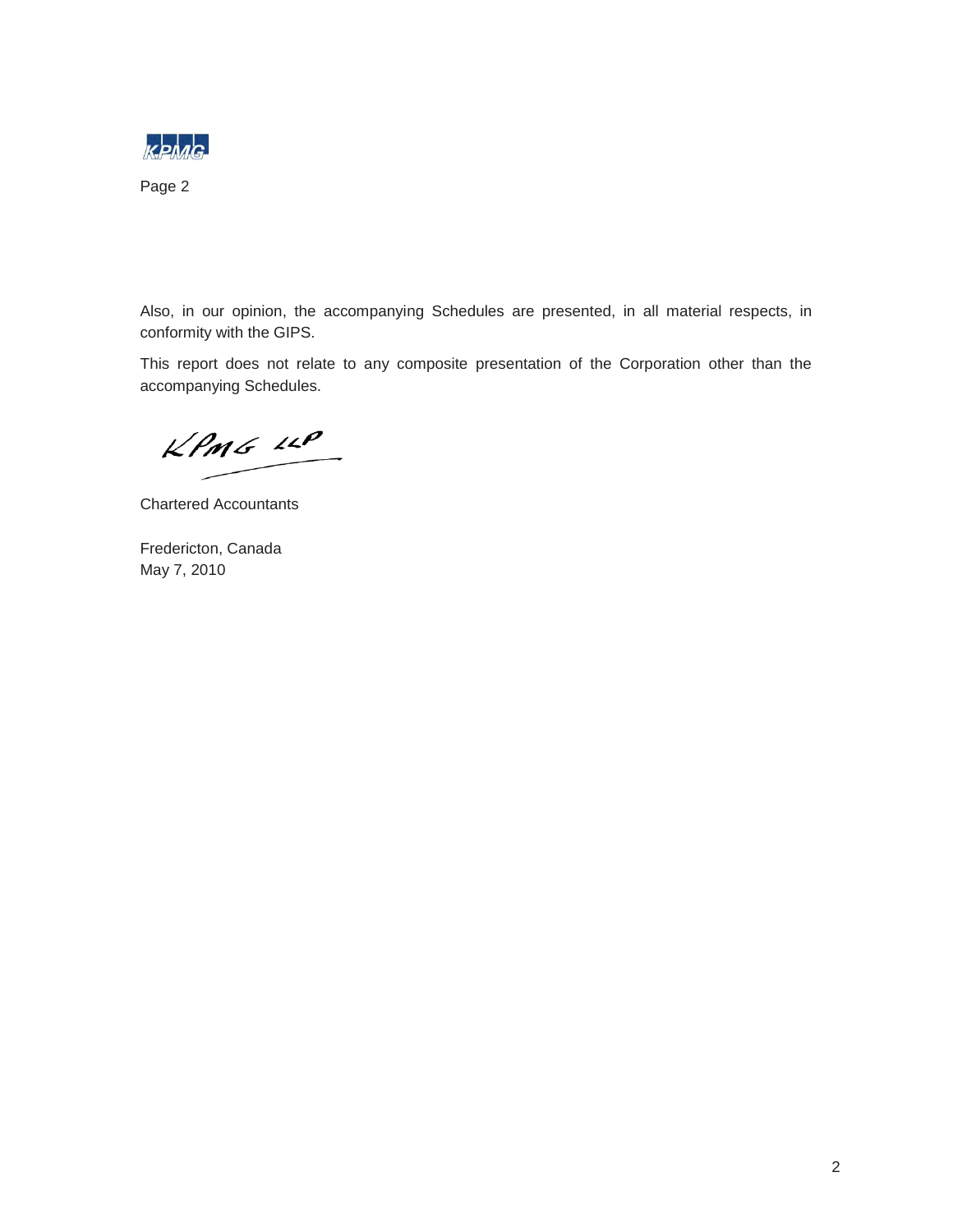Also, in our opinion, the accompanying Schedules are presented, in all material respects, in conformity with the GIPS.

This report does not relate to any composite presentation of the Corporation other than the accompanying Schedules.

KPMG LLP

Chartered Accountants

Fredericton, Canada
May 7, 2010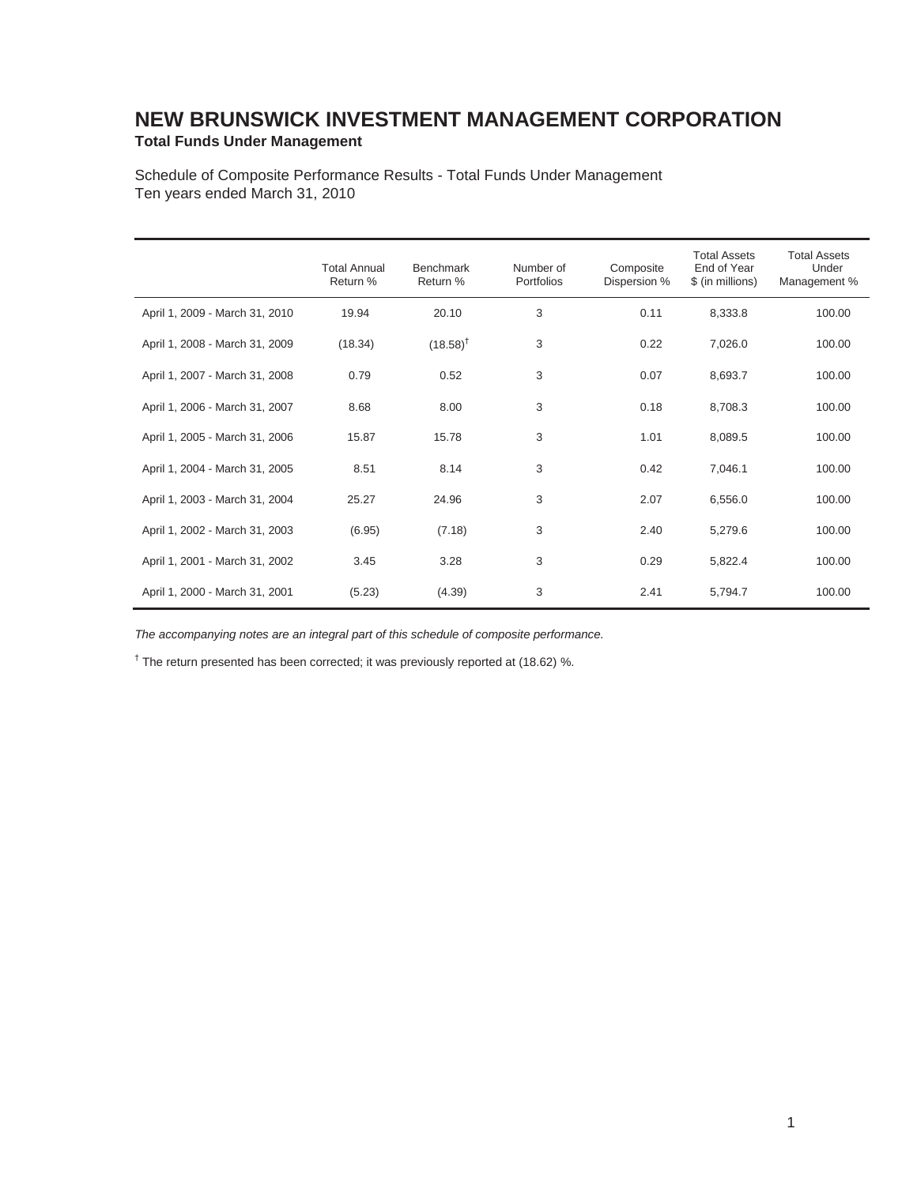# NEW BRUNSWICK INVESTMENT MANAGEMENT CORPORATION

**Total Funds Under Management**

Schedule of Composite Performance Results - Total Funds Under Management
Ten years ended March 31, 2010

| | Total Annual Return % | Benchmark Return % | Number of Portfolios | Composite Dispersion % | Total Assets End of Year $ (in millions) | Total Assets Under Management % |
|---|---|---|---|---|---|---|
| April 1, 2009 - March 31, 2010 | 19.94 | 20.10 | 3 | 0.11 | 8,333.8 | 100.00 |
| April 1, 2008 - March 31, 2009 | (18.34) | (18.58)† | 3 | 0.22 | 7,026.0 | 100.00 |
| April 1, 2007 - March 31, 2008 | 0.79 | 0.52 | 3 | 0.07 | 8,693.7 | 100.00 |
| April 1, 2006 - March 31, 2007 | 8.68 | 8.00 | 3 | 0.18 | 8,708.3 | 100.00 |
| April 1, 2005 - March 31, 2006 | 15.87 | 15.78 | 3 | 1.01 | 8,089.5 | 100.00 |
| April 1, 2004 - March 31, 2005 | 8.51 | 8.14 | 3 | 0.42 | 7,046.1 | 100.00 |
| April 1, 2003 - March 31, 2004 | 25.27 | 24.96 | 3 | 2.07 | 6,556.0 | 100.00 |
| April 1, 2002 - March 31, 2003 | (6.95) | (7.18) | 3 | 2.40 | 5,279.6 | 100.00 |
| April 1, 2001 - March 31, 2002 | 3.45 | 3.28 | 3 | 0.29 | 5,822.4 | 100.00 |
| April 1, 2000 - March 31, 2001 | (5.23) | (4.39) | 3 | 2.41 | 5,794.7 | 100.00 |

*The accompanying notes are an integral part of this schedule of composite performance.*

† The return presented has been corrected; it was previously reported at (18.62) %.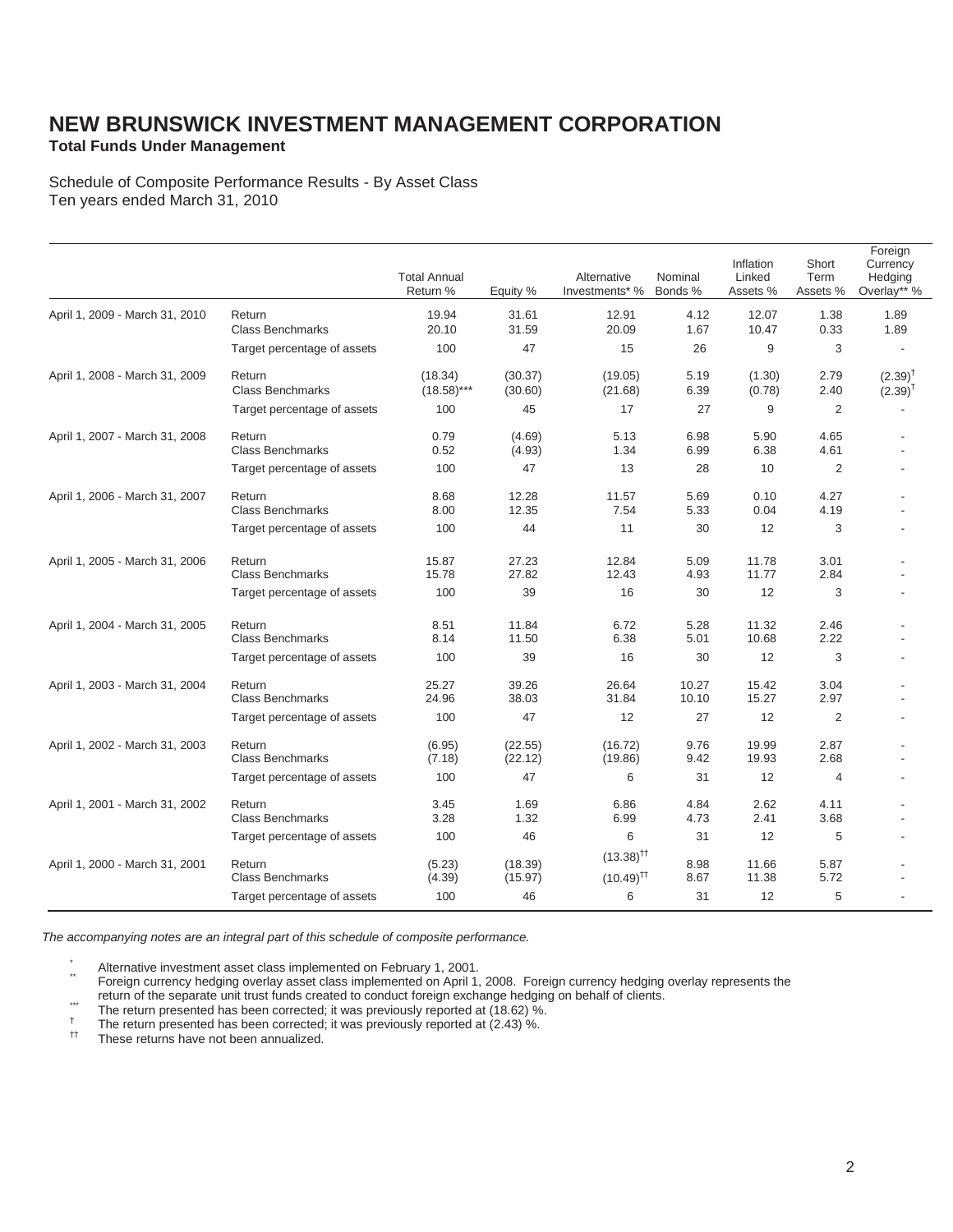# NEW BRUNSWICK INVESTMENT MANAGEMENT CORPORATION

**Total Funds Under Management**

Schedule of Composite Performance Results - By Asset Class
Ten years ended March 31, 2010

| | | Total Annual Return % | Equity % | Alternative Investments* % | Nominal Bonds % | Inflation Linked Assets % | Short Term Assets % | Foreign Currency Hedging Overlay** % |
|---|---|---|---|---|---|---|---|---|
| April 1, 2009 - March 31, 2010 | Return | 19.94 | 31.61 | 12.91 | 4.12 | 12.07 | 1.38 | 1.89 |
| | Class Benchmarks | 20.10 | 31.59 | 20.09 | 1.67 | 10.47 | 0.33 | 1.89 |
| | Target percentage of assets | 100 | 47 | 15 | 26 | 9 | 3 | - |
| April 1, 2008 - March 31, 2009 | Return | (18.34) | (30.37) | (19.05) | 5.19 | (1.30) | 2.79 | (2.39)† |
| | Class Benchmarks | (18.58)*** | (30.60) | (21.68) | 6.39 | (0.78) | 2.40 | (2.39)† |
| | Target percentage of assets | 100 | 45 | 17 | 27 | 9 | 2 | - |
| April 1, 2007 - March 31, 2008 | Return | 0.79 | (4.69) | 5.13 | 6.98 | 5.90 | 4.65 | - |
| | Class Benchmarks | 0.52 | (4.93) | 1.34 | 6.99 | 6.38 | 4.61 | - |
| | Target percentage of assets | 100 | 47 | 13 | 28 | 10 | 2 | - |
| April 1, 2006 - March 31, 2007 | Return | 8.68 | 12.28 | 11.57 | 5.69 | 0.10 | 4.27 | - |
| | Class Benchmarks | 8.00 | 12.35 | 7.54 | 5.33 | 0.04 | 4.19 | - |
| | Target percentage of assets | 100 | 44 | 11 | 30 | 12 | 3 | - |
| April 1, 2005 - March 31, 2006 | Return | 15.87 | 27.23 | 12.84 | 5.09 | 11.78 | 3.01 | - |
| | Class Benchmarks | 15.78 | 27.82 | 12.43 | 4.93 | 11.77 | 2.84 | - |
| | Target percentage of assets | 100 | 39 | 16 | 30 | 12 | 3 | - |
| April 1, 2004 - March 31, 2005 | Return | 8.51 | 11.84 | 6.72 | 5.28 | 11.32 | 2.46 | - |
| | Class Benchmarks | 8.14 | 11.50 | 6.38 | 5.01 | 10.68 | 2.22 | - |
| | Target percentage of assets | 100 | 39 | 16 | 30 | 12 | 3 | - |
| April 1, 2003 - March 31, 2004 | Return | 25.27 | 39.26 | 26.64 | 10.27 | 15.42 | 3.04 | - |
| | Class Benchmarks | 24.96 | 38.03 | 31.84 | 10.10 | 15.27 | 2.97 | - |
| | Target percentage of assets | 100 | 47 | 12 | 27 | 12 | 2 | - |
| April 1, 2002 - March 31, 2003 | Return | (6.95) | (22.55) | (16.72) | 9.76 | 19.99 | 2.87 | - |
| | Class Benchmarks | (7.18) | (22.12) | (19.86) | 9.42 | 19.93 | 2.68 | - |
| | Target percentage of assets | 100 | 47 | 6 | 31 | 12 | 4 | - |
| April 1, 2001 - March 31, 2002 | Return | 3.45 | 1.69 | 6.86 | 4.84 | 2.62 | 4.11 | - |
| | Class Benchmarks | 3.28 | 1.32 | 6.99 | 4.73 | 2.41 | 3.68 | - |
| | Target percentage of assets | 100 | 46 | 6 | 31 | 12 | 5 | - |
| April 1, 2000 - March 31, 2001 | Return | (5.23) | (18.39) | (13.38)†† | 8.98 | 11.66 | 5.87 | - |
| | Class Benchmarks | (4.39) | (15.97) | (10.49)†† | 8.67 | 11.38 | 5.72 | - |
| | Target percentage of assets | 100 | 46 | 6 | 31 | 12 | 5 | - |

*The accompanying notes are an integral part of this schedule of composite performance.*

\* Alternative investment asset class implemented on February 1, 2001.

\** Foreign currency hedging overlay asset class implemented on April 1, 2008. Foreign currency hedging overlay represents the return of the separate unit trust funds created to conduct foreign exchange hedging on behalf of clients.

\*** The return presented has been corrected; it was previously reported at (18.62) %.

† The return presented has been corrected; it was previously reported at (2.43) %.

†† These returns have not been annualized.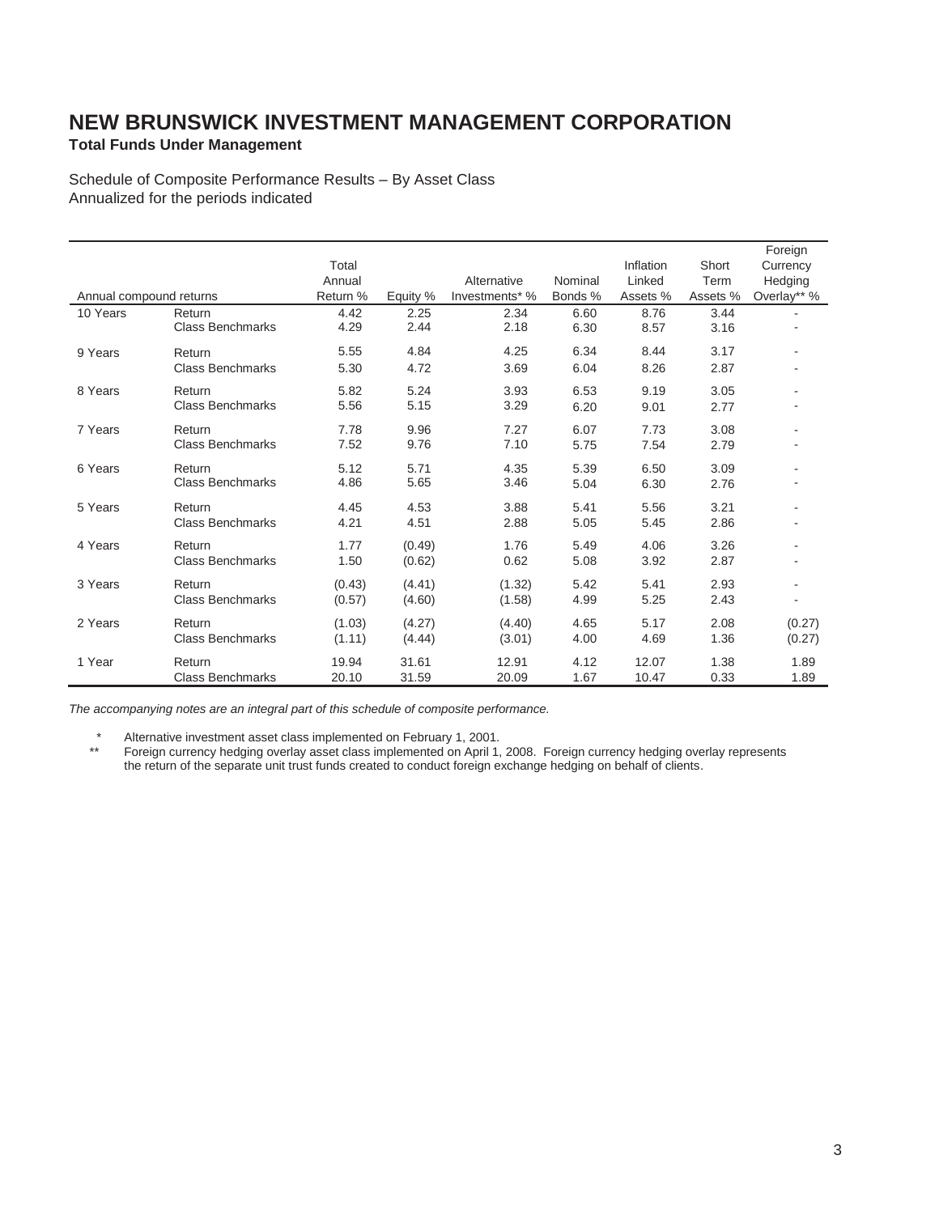# NEW BRUNSWICK INVESTMENT MANAGEMENT CORPORATION

**Total Funds Under Management**

Schedule of Composite Performance Results – By Asset Class
Annualized for the periods indicated

| Annual compound returns | | Total Annual Return % | Equity % | Alternative Investments* % | Nominal Bonds % | Inflation Linked Assets % | Short Term Assets % | Foreign Currency Hedging Overlay** % |
|---|---|---|---|---|---|---|---|---|
| 10 Years | Return | 4.42 | 2.25 | 2.34 | 6.60 | 8.76 | 3.44 | - |
| | Class Benchmarks | 4.29 | 2.44 | 2.18 | 6.30 | 8.57 | 3.16 | - |
| 9 Years | Return | 5.55 | 4.84 | 4.25 | 6.34 | 8.44 | 3.17 | - |
| | Class Benchmarks | 5.30 | 4.72 | 3.69 | 6.04 | 8.26 | 2.87 | - |
| 8 Years | Return | 5.82 | 5.24 | 3.93 | 6.53 | 9.19 | 3.05 | - |
| | Class Benchmarks | 5.56 | 5.15 | 3.29 | 6.20 | 9.01 | 2.77 | - |
| 7 Years | Return | 7.78 | 9.96 | 7.27 | 6.07 | 7.73 | 3.08 | - |
| | Class Benchmarks | 7.52 | 9.76 | 7.10 | 5.75 | 7.54 | 2.79 | - |
| 6 Years | Return | 5.12 | 5.71 | 4.35 | 5.39 | 6.50 | 3.09 | - |
| | Class Benchmarks | 4.86 | 5.65 | 3.46 | 5.04 | 6.30 | 2.76 | - |
| 5 Years | Return | 4.45 | 4.53 | 3.88 | 5.41 | 5.56 | 3.21 | - |
| | Class Benchmarks | 4.21 | 4.51 | 2.88 | 5.05 | 5.45 | 2.86 | - |
| 4 Years | Return | 1.77 | (0.49) | 1.76 | 5.49 | 4.06 | 3.26 | - |
| | Class Benchmarks | 1.50 | (0.62) | 0.62 | 5.08 | 3.92 | 2.87 | - |
| 3 Years | Return | (0.43) | (4.41) | (1.32) | 5.42 | 5.41 | 2.93 | - |
| | Class Benchmarks | (0.57) | (4.60) | (1.58) | 4.99 | 5.25 | 2.43 | - |
| 2 Years | Return | (1.03) | (4.27) | (4.40) | 4.65 | 5.17 | 2.08 | (0.27) |
| | Class Benchmarks | (1.11) | (4.44) | (3.01) | 4.00 | 4.69 | 1.36 | (0.27) |
| 1 Year | Return | 19.94 | 31.61 | 12.91 | 4.12 | 12.07 | 1.38 | 1.89 |
| | Class Benchmarks | 20.10 | 31.59 | 20.09 | 1.67 | 10.47 | 0.33 | 1.89 |

*The accompanying notes are an integral part of this schedule of composite performance.*

\* Alternative investment asset class implemented on February 1, 2001.

** Foreign currency hedging overlay asset class implemented on April 1, 2008. Foreign currency hedging overlay represents the return of the separate unit trust funds created to conduct foreign exchange hedging on behalf of clients.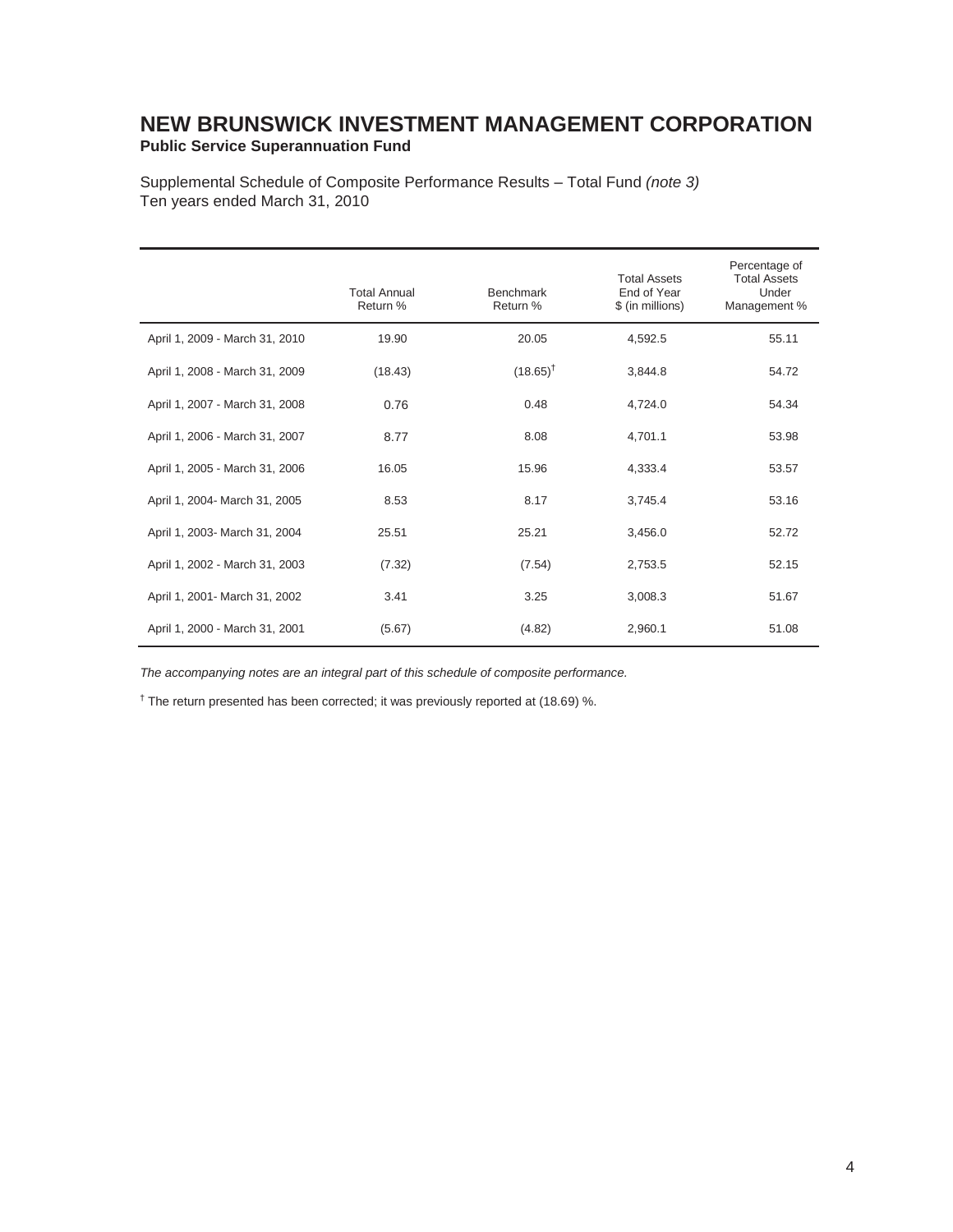# NEW BRUNSWICK INVESTMENT MANAGEMENT CORPORATION

**Public Service Superannuation Fund**

Supplemental Schedule of Composite Performance Results – Total Fund *(note 3)*
Ten years ended March 31, 2010

| | Total Annual Return % | Benchmark Return % | Total Assets End of Year $ (in millions) | Percentage of Total Assets Under Management % |
|---|---|---|---|---|
| April 1, 2009 - March 31, 2010 | 19.90 | 20.05 | 4,592.5 | 55.11 |
| April 1, 2008 - March 31, 2009 | (18.43) | (18.65)† | 3,844.8 | 54.72 |
| April 1, 2007 - March 31, 2008 | 0.76 | 0.48 | 4,724.0 | 54.34 |
| April 1, 2006 - March 31, 2007 | 8.77 | 8.08 | 4,701.1 | 53.98 |
| April 1, 2005 - March 31, 2006 | 16.05 | 15.96 | 4,333.4 | 53.57 |
| April 1, 2004- March 31, 2005 | 8.53 | 8.17 | 3,745.4 | 53.16 |
| April 1, 2003- March 31, 2004 | 25.51 | 25.21 | 3,456.0 | 52.72 |
| April 1, 2002 - March 31, 2003 | (7.32) | (7.54) | 2,753.5 | 52.15 |
| April 1, 2001- March 31, 2002 | 3.41 | 3.25 | 3,008.3 | 51.67 |
| April 1, 2000 - March 31, 2001 | (5.67) | (4.82) | 2,960.1 | 51.08 |

*The accompanying notes are an integral part of this schedule of composite performance.*

† The return presented has been corrected; it was previously reported at (18.69) %.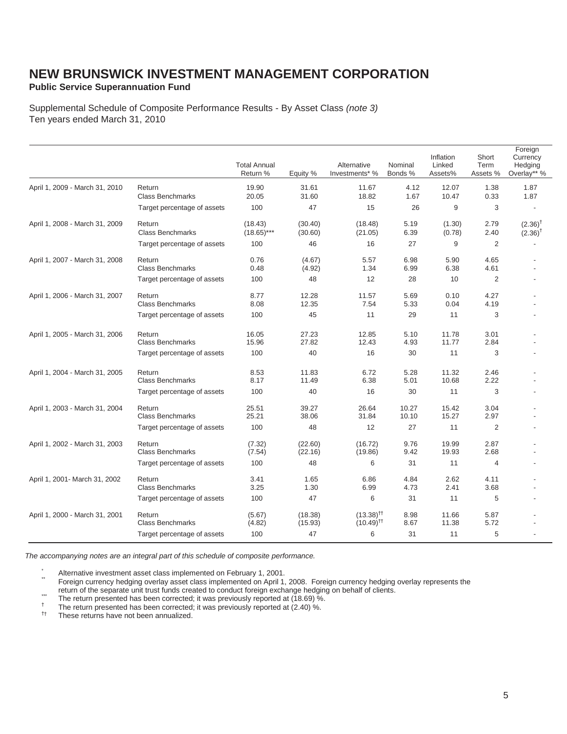# NEW BRUNSWICK INVESTMENT MANAGEMENT CORPORATION

**Public Service Superannuation Fund**

Supplemental Schedule of Composite Performance Results - By Asset Class *(note 3)*
Ten years ended March 31, 2010

| | | Total Annual Return % | Equity % | Alternative Investments* % | Nominal Bonds % | Inflation Linked Assets% | Short Term Assets % | Foreign Currency Hedging Overlay** % |
|---|---|---|---|---|---|---|---|---|
| April 1, 2009 - March 31, 2010 | Return | 19.90 | 31.61 | 11.67 | 4.12 | 12.07 | 1.38 | 1.87 |
| | Class Benchmarks | 20.05 | 31.60 | 18.82 | 1.67 | 10.47 | 0.33 | 1.87 |
| | Target percentage of assets | 100 | 47 | 15 | 26 | 9 | 3 | - |
| April 1, 2008 - March 31, 2009 | Return | (18.43) | (30.40) | (18.48) | 5.19 | (1.30) | 2.79 | (2.36)† |
| | Class Benchmarks | (18.65)*** | (30.60) | (21.05) | 6.39 | (0.78) | 2.40 | (2.36)† |
| | Target percentage of assets | 100 | 46 | 16 | 27 | 9 | 2 | - |
| April 1, 2007 - March 31, 2008 | Return | 0.76 | (4.67) | 5.57 | 6.98 | 5.90 | 4.65 | - |
| | Class Benchmarks | 0.48 | (4.92) | 1.34 | 6.99 | 6.38 | 4.61 | - |
| | Target percentage of assets | 100 | 48 | 12 | 28 | 10 | 2 | - |
| April 1, 2006 - March 31, 2007 | Return | 8.77 | 12.28 | 11.57 | 5.69 | 0.10 | 4.27 | - |
| | Class Benchmarks | 8.08 | 12.35 | 7.54 | 5.33 | 0.04 | 4.19 | - |
| | Target percentage of assets | 100 | 45 | 11 | 29 | 11 | 3 | - |
| April 1, 2005 - March 31, 2006 | Return | 16.05 | 27.23 | 12.85 | 5.10 | 11.78 | 3.01 | - |
| | Class Benchmarks | 15.96 | 27.82 | 12.43 | 4.93 | 11.77 | 2.84 | - |
| | Target percentage of assets | 100 | 40 | 16 | 30 | 11 | 3 | - |
| April 1, 2004 - March 31, 2005 | Return | 8.53 | 11.83 | 6.72 | 5.28 | 11.32 | 2.46 | - |
| | Class Benchmarks | 8.17 | 11.49 | 6.38 | 5.01 | 10.68 | 2.22 | - |
| | Target percentage of assets | 100 | 40 | 16 | 30 | 11 | 3 | - |
| April 1, 2003 - March 31, 2004 | Return | 25.51 | 39.27 | 26.64 | 10.27 | 15.42 | 3.04 | - |
| | Class Benchmarks | 25.21 | 38.06 | 31.84 | 10.10 | 15.27 | 2.97 | - |
| | Target percentage of assets | 100 | 48 | 12 | 27 | 11 | 2 | - |
| April 1, 2002 - March 31, 2003 | Return | (7.32) | (22.60) | (16.72) | 9.76 | 19.99 | 2.87 | - |
| | Class Benchmarks | (7.54) | (22.16) | (19.86) | 9.42 | 19.93 | 2.68 | - |
| | Target percentage of assets | 100 | 48 | 6 | 31 | 11 | 4 | - |
| April 1, 2001- March 31, 2002 | Return | 3.41 | 1.65 | 6.86 | 4.84 | 2.62 | 4.11 | - |
| | Class Benchmarks | 3.25 | 1.30 | 6.99 | 4.73 | 2.41 | 3.68 | - |
| | Target percentage of assets | 100 | 47 | 6 | 31 | 11 | 5 | - |
| April 1, 2000 - March 31, 2001 | Return | (5.67) | (18.38) | (13.38)†† | 8.98 | 11.66 | 5.87 | - |
| | Class Benchmarks | (4.82) | (15.93) | (10.49)†† | 8.67 | 11.38 | 5.72 | - |
| | Target percentage of assets | 100 | 47 | 6 | 31 | 11 | 5 | - |

*The accompanying notes are an integral part of this schedule of composite performance.*

\* Alternative investment asset class implemented on February 1, 2001.

\** Foreign currency hedging overlay asset class implemented on April 1, 2008. Foreign currency hedging overlay represents the return of the separate unit trust funds created to conduct foreign exchange hedging on behalf of clients.

\*** The return presented has been corrected; it was previously reported at (18.69) %.

† The return presented has been corrected; it was previously reported at (2.40) %.

†† These returns have not been annualized.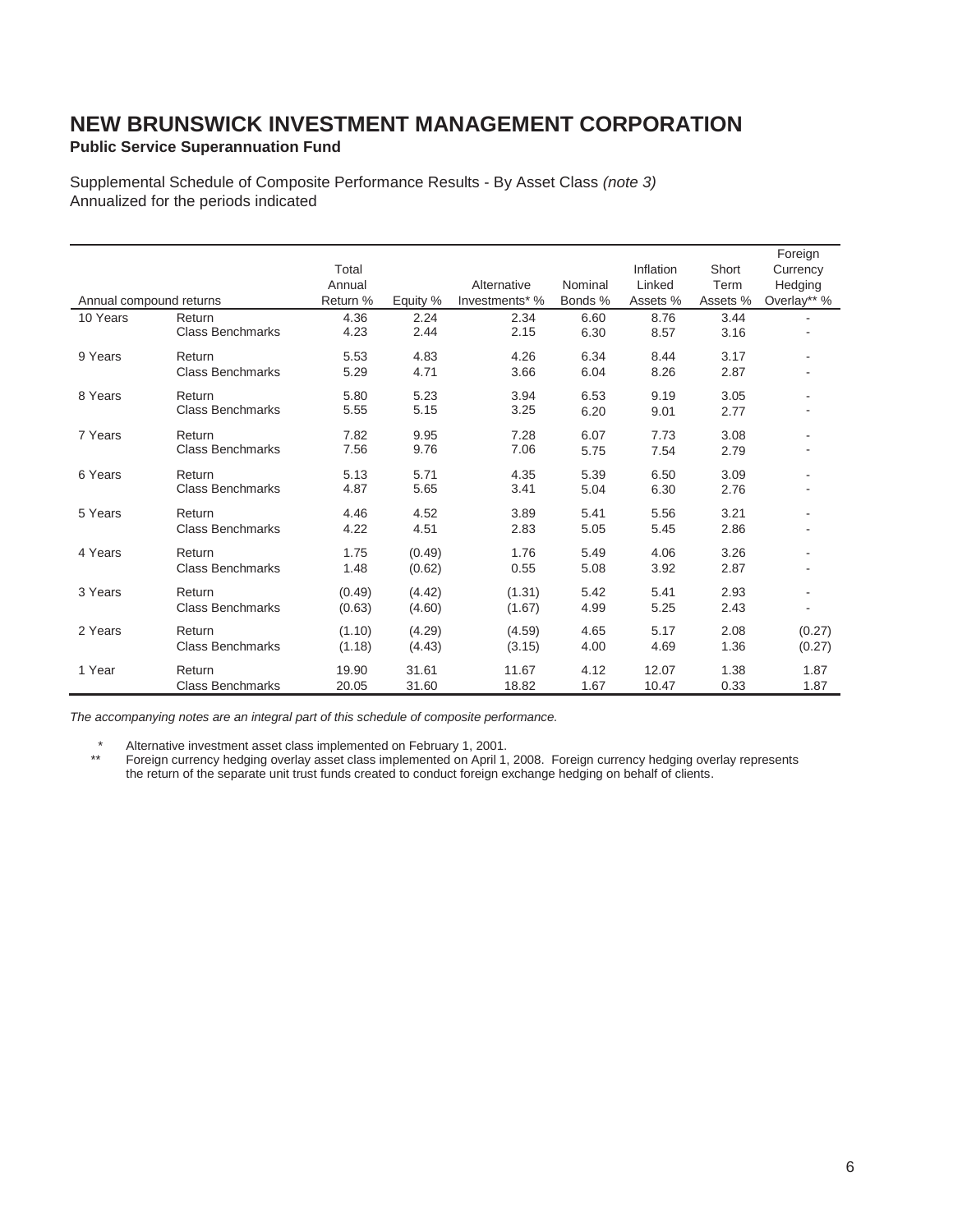# NEW BRUNSWICK INVESTMENT MANAGEMENT CORPORATION

**Public Service Superannuation Fund**

Supplemental Schedule of Composite Performance Results - By Asset Class *(note 3)*
Annualized for the periods indicated

| Annual compound returns | | Total Annual Return % | Equity % | Alternative Investments* % | Nominal Bonds % | Inflation Linked Assets % | Short Term Assets % | Foreign Currency Hedging Overlay** % |
|---|---|---|---|---|---|---|---|---|
| 10 Years | Return | 4.36 | 2.24 | 2.34 | 6.60 | 8.76 | 3.44 | - |
| | Class Benchmarks | 4.23 | 2.44 | 2.15 | 6.30 | 8.57 | 3.16 | - |
| 9 Years | Return | 5.53 | 4.83 | 4.26 | 6.34 | 8.44 | 3.17 | - |
| | Class Benchmarks | 5.29 | 4.71 | 3.66 | 6.04 | 8.26 | 2.87 | - |
| 8 Years | Return | 5.80 | 5.23 | 3.94 | 6.53 | 9.19 | 3.05 | - |
| | Class Benchmarks | 5.55 | 5.15 | 3.25 | 6.20 | 9.01 | 2.77 | - |
| 7 Years | Return | 7.82 | 9.95 | 7.28 | 6.07 | 7.73 | 3.08 | - |
| | Class Benchmarks | 7.56 | 9.76 | 7.06 | 5.75 | 7.54 | 2.79 | - |
| 6 Years | Return | 5.13 | 5.71 | 4.35 | 5.39 | 6.50 | 3.09 | - |
| | Class Benchmarks | 4.87 | 5.65 | 3.41 | 5.04 | 6.30 | 2.76 | - |
| 5 Years | Return | 4.46 | 4.52 | 3.89 | 5.41 | 5.56 | 3.21 | - |
| | Class Benchmarks | 4.22 | 4.51 | 2.83 | 5.05 | 5.45 | 2.86 | - |
| 4 Years | Return | 1.75 | (0.49) | 1.76 | 5.49 | 4.06 | 3.26 | - |
| | Class Benchmarks | 1.48 | (0.62) | 0.55 | 5.08 | 3.92 | 2.87 | - |
| 3 Years | Return | (0.49) | (4.42) | (1.31) | 5.42 | 5.41 | 2.93 | - |
| | Class Benchmarks | (0.63) | (4.60) | (1.67) | 4.99 | 5.25 | 2.43 | - |
| 2 Years | Return | (1.10) | (4.29) | (4.59) | 4.65 | 5.17 | 2.08 | (0.27) |
| | Class Benchmarks | (1.18) | (4.43) | (3.15) | 4.00 | 4.69 | 1.36 | (0.27) |
| 1 Year | Return | 19.90 | 31.61 | 11.67 | 4.12 | 12.07 | 1.38 | 1.87 |
| | Class Benchmarks | 20.05 | 31.60 | 18.82 | 1.67 | 10.47 | 0.33 | 1.87 |

*The accompanying notes are an integral part of this schedule of composite performance.*

\* Alternative investment asset class implemented on February 1, 2001.

** Foreign currency hedging overlay asset class implemented on April 1, 2008. Foreign currency hedging overlay represents the return of the separate unit trust funds created to conduct foreign exchange hedging on behalf of clients.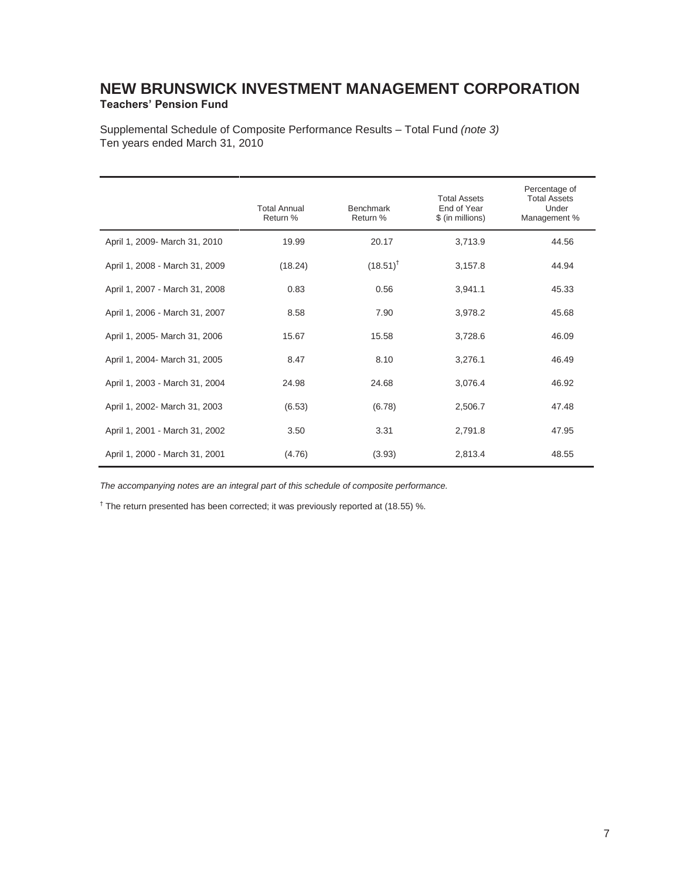# NEW BRUNSWICK INVESTMENT MANAGEMENT CORPORATION

**Teachers' Pension Fund**

Supplemental Schedule of Composite Performance Results – Total Fund *(note 3)*
Ten years ended March 31, 2010

| | Total Annual Return % | Benchmark Return % | Total Assets End of Year $ (in millions) | Percentage of Total Assets Under Management % |
|---|---|---|---|---|
| April 1, 2009- March 31, 2010 | 19.99 | 20.17 | 3,713.9 | 44.56 |
| April 1, 2008 - March 31, 2009 | (18.24) | (18.51)[†] | 3,157.8 | 44.94 |
| April 1, 2007 - March 31, 2008 | 0.83 | 0.56 | 3,941.1 | 45.33 |
| April 1, 2006 - March 31, 2007 | 8.58 | 7.90 | 3,978.2 | 45.68 |
| April 1, 2005- March 31, 2006 | 15.67 | 15.58 | 3,728.6 | 46.09 |
| April 1, 2004- March 31, 2005 | 8.47 | 8.10 | 3,276.1 | 46.49 |
| April 1, 2003 - March 31, 2004 | 24.98 | 24.68 | 3,076.4 | 46.92 |
| April 1, 2002- March 31, 2003 | (6.53) | (6.78) | 2,506.7 | 47.48 |
| April 1, 2001 - March 31, 2002 | 3.50 | 3.31 | 2,791.8 | 47.95 |
| April 1, 2000 - March 31, 2001 | (4.76) | (3.93) | 2,813.4 | 48.55 |

*The accompanying notes are an integral part of this schedule of composite performance.*

[†] The return presented has been corrected; it was previously reported at (18.55) %.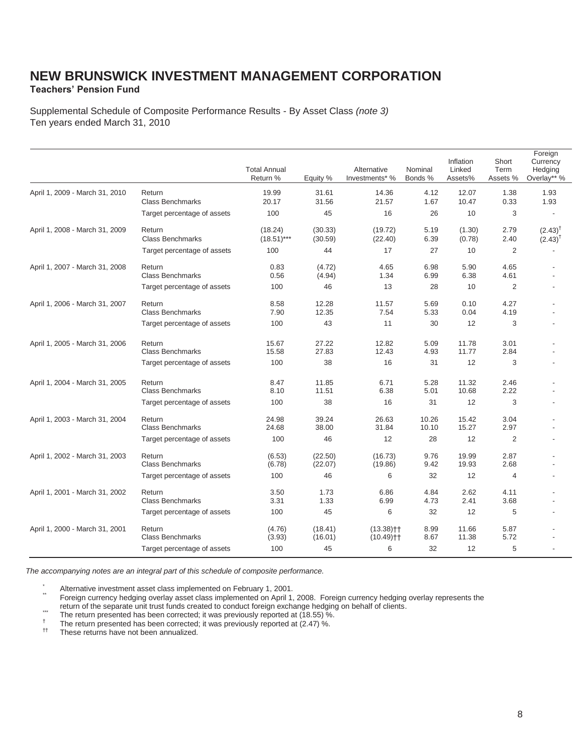# NEW BRUNSWICK INVESTMENT MANAGEMENT CORPORATION

**Teachers' Pension Fund**

Supplemental Schedule of Composite Performance Results - By Asset Class *(note 3)*
Ten years ended March 31, 2010

| | | Total Annual Return % | Equity % | Alternative Investments* % | Nominal Bonds % | Inflation Linked Assets% | Short Term Assets % | Foreign Currency Hedging Overlay** % |
|---|---|---|---|---|---|---|---|---|
| April 1, 2009 - March 31, 2010 | Return | 19.99 | 31.61 | 14.36 | 4.12 | 12.07 | 1.38 | 1.93 |
| | Class Benchmarks | 20.17 | 31.56 | 21.57 | 1.67 | 10.47 | 0.33 | 1.93 |
| | Target percentage of assets | 100 | 45 | 16 | 26 | 10 | 3 | - |
| April 1, 2008 - March 31, 2009 | Return | (18.24) | (30.33) | (19.72) | 5.19 | (1.30) | 2.79 | (2.43)† |
| | Class Benchmarks | (18.51)*** | (30.59) | (22.40) | 6.39 | (0.78) | 2.40 | (2.43)† |
| | Target percentage of assets | 100 | 44 | 17 | 27 | 10 | 2 | - |
| April 1, 2007 - March 31, 2008 | Return | 0.83 | (4.72) | 4.65 | 6.98 | 5.90 | 4.65 | - |
| | Class Benchmarks | 0.56 | (4.94) | 1.34 | 6.99 | 6.38 | 4.61 | - |
| | Target percentage of assets | 100 | 46 | 13 | 28 | 10 | 2 | - |
| April 1, 2006 - March 31, 2007 | Return | 8.58 | 12.28 | 11.57 | 5.69 | 0.10 | 4.27 | - |
| | Class Benchmarks | 7.90 | 12.35 | 7.54 | 5.33 | 0.04 | 4.19 | - |
| | Target percentage of assets | 100 | 43 | 11 | 30 | 12 | 3 | - |
| April 1, 2005 - March 31, 2006 | Return | 15.67 | 27.22 | 12.82 | 5.09 | 11.78 | 3.01 | - |
| | Class Benchmarks | 15.58 | 27.83 | 12.43 | 4.93 | 11.77 | 2.84 | - |
| | Target percentage of assets | 100 | 38 | 16 | 31 | 12 | 3 | - |
| April 1, 2004 - March 31, 2005 | Return | 8.47 | 11.85 | 6.71 | 5.28 | 11.32 | 2.46 | - |
| | Class Benchmarks | 8.10 | 11.51 | 6.38 | 5.01 | 10.68 | 2.22 | - |
| | Target percentage of assets | 100 | 38 | 16 | 31 | 12 | 3 | - |
| April 1, 2003 - March 31, 2004 | Return | 24.98 | 39.24 | 26.63 | 10.26 | 15.42 | 3.04 | - |
| | Class Benchmarks | 24.68 | 38.00 | 31.84 | 10.10 | 15.27 | 2.97 | - |
| | Target percentage of assets | 100 | 46 | 12 | 28 | 12 | 2 | - |
| April 1, 2002 - March 31, 2003 | Return | (6.53) | (22.50) | (16.73) | 9.76 | 19.99 | 2.87 | - |
| | Class Benchmarks | (6.78) | (22.07) | (19.86) | 9.42 | 19.93 | 2.68 | - |
| | Target percentage of assets | 100 | 46 | 6 | 32 | 12 | 4 | - |
| April 1, 2001 - March 31, 2002 | Return | 3.50 | 1.73 | 6.86 | 4.84 | 2.62 | 4.11 | - |
| | Class Benchmarks | 3.31 | 1.33 | 6.99 | 4.73 | 2.41 | 3.68 | - |
| | Target percentage of assets | 100 | 45 | 6 | 32 | 12 | 5 | - |
| April 1, 2000 - March 31, 2001 | Return | (4.76) | (18.41) | (13.38)†† | 8.99 | 11.66 | 5.87 | - |
| | Class Benchmarks | (3.93) | (16.01) | (10.49)†† | 8.67 | 11.38 | 5.72 | - |
| | Target percentage of assets | 100 | 45 | 6 | 32 | 12 | 5 | - |

*The accompanying notes are an integral part of this schedule of composite performance.*

\* Alternative investment asset class implemented on February 1, 2001.

** Foreign currency hedging overlay asset class implemented on April 1, 2008. Foreign currency hedging overlay represents the return of the separate unit trust funds created to conduct foreign exchange hedging on behalf of clients.

*** The return presented has been corrected; it was previously reported at (18.55) %.

† The return presented has been corrected; it was previously reported at (2.47) %.

†† These returns have not been annualized.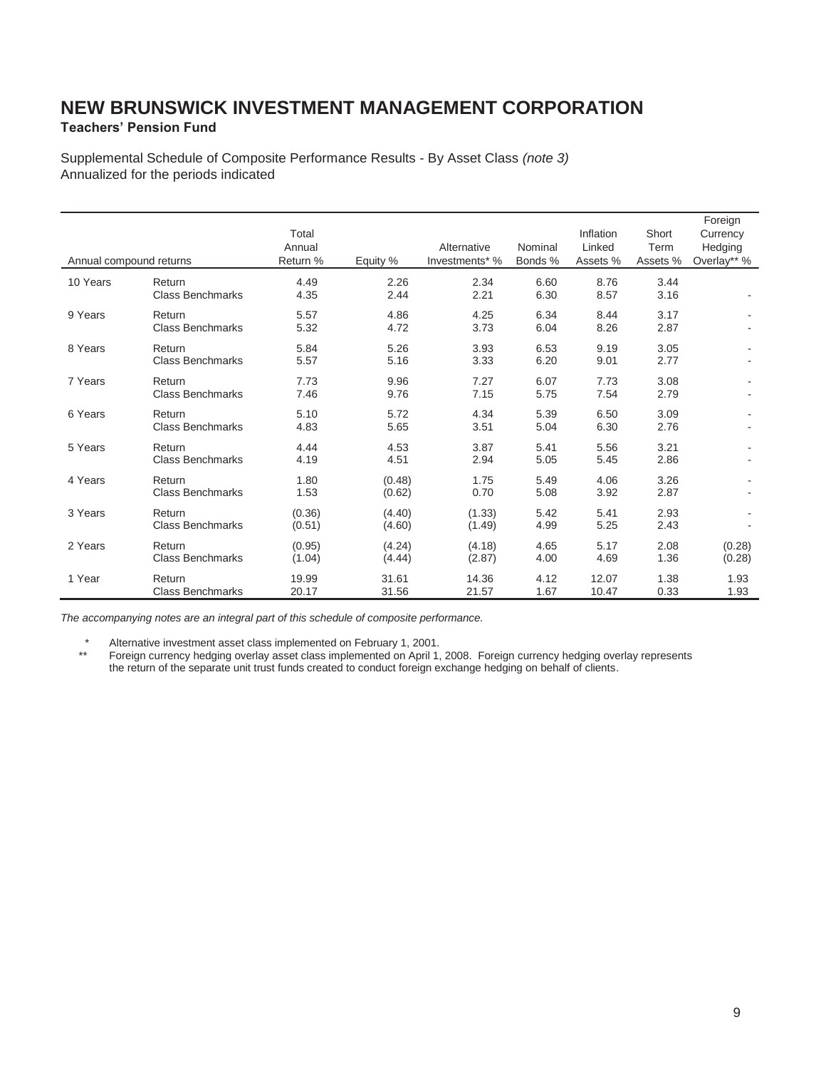# NEW BRUNSWICK INVESTMENT MANAGEMENT CORPORATION

**Teachers' Pension Fund**

Supplemental Schedule of Composite Performance Results - By Asset Class *(note 3)*
Annualized for the periods indicated

| Annual compound returns | | Total Annual Return % | Equity % | Alternative Investments* % | Nominal Bonds % | Inflation Linked Assets % | Short Term Assets % | Foreign Currency Hedging Overlay** % |
|---|---|---|---|---|---|---|---|---|
| 10 Years | Return | 4.49 | 2.26 | 2.34 | 6.60 | 8.76 | 3.44 | |
| | Class Benchmarks | 4.35 | 2.44 | 2.21 | 6.30 | 8.57 | 3.16 | - |
| 9 Years | Return | 5.57 | 4.86 | 4.25 | 6.34 | 8.44 | 3.17 | - |
| | Class Benchmarks | 5.32 | 4.72 | 3.73 | 6.04 | 8.26 | 2.87 | - |
| 8 Years | Return | 5.84 | 5.26 | 3.93 | 6.53 | 9.19 | 3.05 | - |
| | Class Benchmarks | 5.57 | 5.16 | 3.33 | 6.20 | 9.01 | 2.77 | - |
| 7 Years | Return | 7.73 | 9.96 | 7.27 | 6.07 | 7.73 | 3.08 | - |
| | Class Benchmarks | 7.46 | 9.76 | 7.15 | 5.75 | 7.54 | 2.79 | - |
| 6 Years | Return | 5.10 | 5.72 | 4.34 | 5.39 | 6.50 | 3.09 | - |
| | Class Benchmarks | 4.83 | 5.65 | 3.51 | 5.04 | 6.30 | 2.76 | - |
| 5 Years | Return | 4.44 | 4.53 | 3.87 | 5.41 | 5.56 | 3.21 | - |
| | Class Benchmarks | 4.19 | 4.51 | 2.94 | 5.05 | 5.45 | 2.86 | - |
| 4 Years | Return | 1.80 | (0.48) | 1.75 | 5.49 | 4.06 | 3.26 | - |
| | Class Benchmarks | 1.53 | (0.62) | 0.70 | 5.08 | 3.92 | 2.87 | - |
| 3 Years | Return | (0.36) | (4.40) | (1.33) | 5.42 | 5.41 | 2.93 | - |
| | Class Benchmarks | (0.51) | (4.60) | (1.49) | 4.99 | 5.25 | 2.43 | - |
| 2 Years | Return | (0.95) | (4.24) | (4.18) | 4.65 | 5.17 | 2.08 | (0.28) |
| | Class Benchmarks | (1.04) | (4.44) | (2.87) | 4.00 | 4.69 | 1.36 | (0.28) |
| 1 Year | Return | 19.99 | 31.61 | 14.36 | 4.12 | 12.07 | 1.38 | 1.93 |
| | Class Benchmarks | 20.17 | 31.56 | 21.57 | 1.67 | 10.47 | 0.33 | 1.93 |

*The accompanying notes are an integral part of this schedule of composite performance.*

\* Alternative investment asset class implemented on February 1, 2001.

\** Foreign currency hedging overlay asset class implemented on April 1, 2008. Foreign currency hedging overlay represents the return of the separate unit trust funds created to conduct foreign exchange hedging on behalf of clients.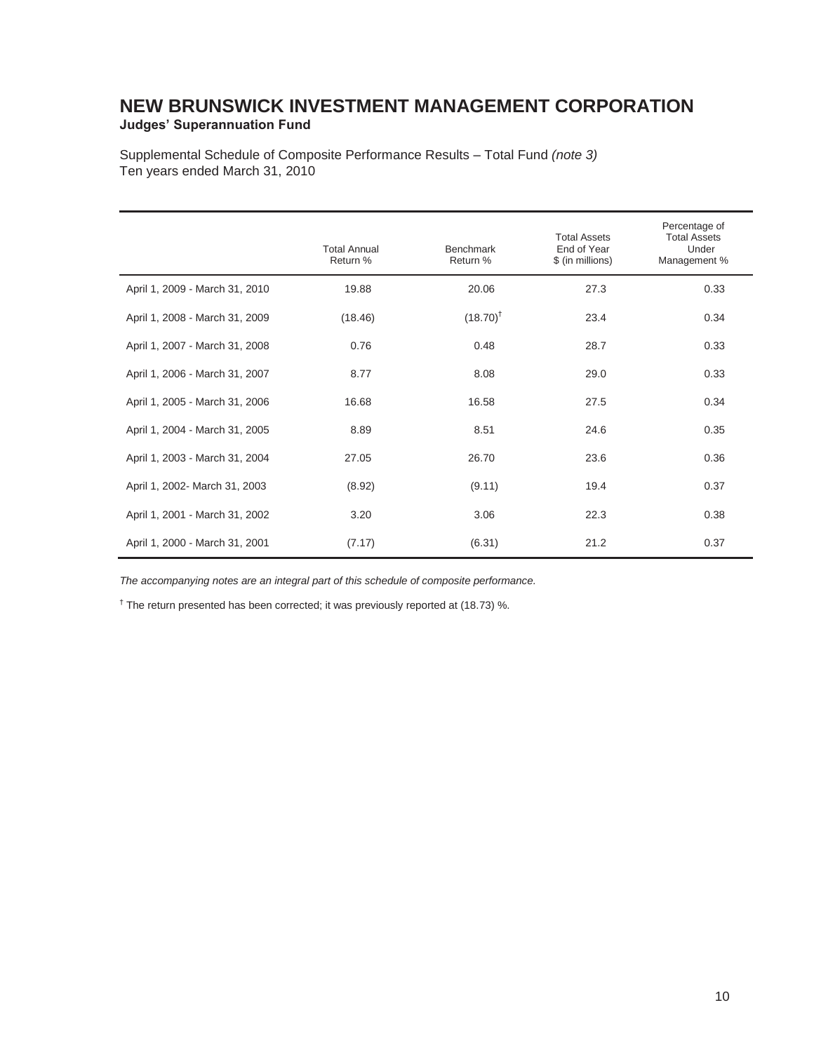# NEW BRUNSWICK INVESTMENT MANAGEMENT CORPORATION

**Judges' Superannuation Fund**

Supplemental Schedule of Composite Performance Results – Total Fund *(note 3)*
Ten years ended March 31, 2010

| | Total Annual Return % | Benchmark Return % | Total Assets End of Year $ (in millions) | Percentage of Total Assets Under Management % |
|---|---|---|---|---|
| April 1, 2009 - March 31, 2010 | 19.88 | 20.06 | 27.3 | 0.33 |
| April 1, 2008 - March 31, 2009 | (18.46) | (18.70)[†] | 23.4 | 0.34 |
| April 1, 2007 - March 31, 2008 | 0.76 | 0.48 | 28.7 | 0.33 |
| April 1, 2006 - March 31, 2007 | 8.77 | 8.08 | 29.0 | 0.33 |
| April 1, 2005 - March 31, 2006 | 16.68 | 16.58 | 27.5 | 0.34 |
| April 1, 2004 - March 31, 2005 | 8.89 | 8.51 | 24.6 | 0.35 |
| April 1, 2003 - March 31, 2004 | 27.05 | 26.70 | 23.6 | 0.36 |
| April 1, 2002- March 31, 2003 | (8.92) | (9.11) | 19.4 | 0.37 |
| April 1, 2001 - March 31, 2002 | 3.20 | 3.06 | 22.3 | 0.38 |
| April 1, 2000 - March 31, 2001 | (7.17) | (6.31) | 21.2 | 0.37 |

*The accompanying notes are an integral part of this schedule of composite performance.*

[†] The return presented has been corrected; it was previously reported at (18.73) %.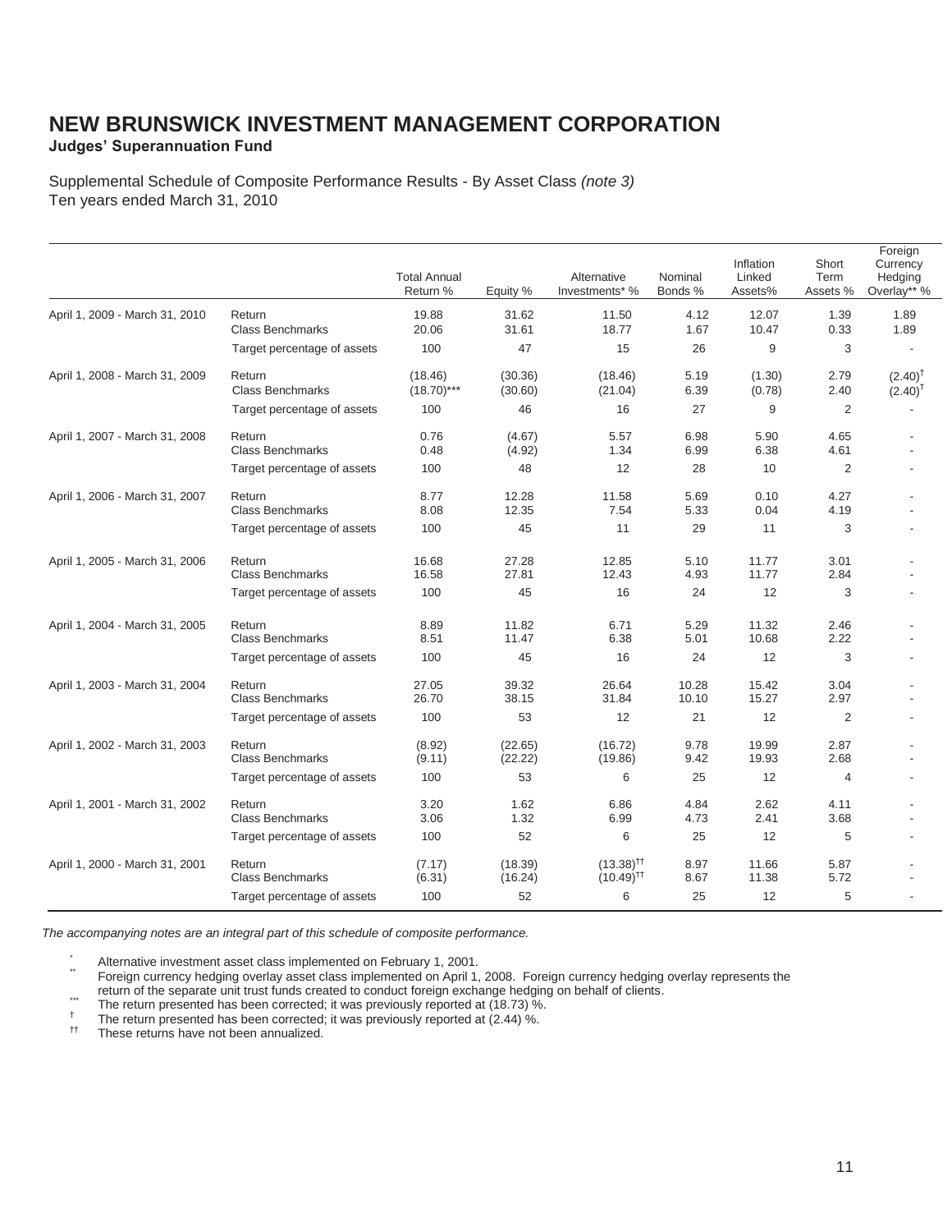# NEW BRUNSWICK INVESTMENT MANAGEMENT CORPORATION

**Judges' Superannuation Fund**

Supplemental Schedule of Composite Performance Results - By Asset Class *(note 3)*
Ten years ended March 31, 2010

| | | Total Annual Return % | Equity % | Alternative Investments* % | Nominal Bonds % | Inflation Linked Assets% | Short Term Assets % | Foreign Currency Hedging Overlay** % |
|---|---|---|---|---|---|---|---|---|
| April 1, 2009 - March 31, 2010 | Return | 19.88 | 31.62 | 11.50 | 4.12 | 12.07 | 1.39 | 1.89 |
| | Class Benchmarks | 20.06 | 31.61 | 18.77 | 1.67 | 10.47 | 0.33 | 1.89 |
| | Target percentage of assets | 100 | 47 | 15 | 26 | 9 | 3 | - |
| April 1, 2008 - March 31, 2009 | Return | (18.46) | (30.36) | (18.46) | 5.19 | (1.30) | 2.79 | (2.40)† |
| | Class Benchmarks | (18.70)*** | (30.60) | (21.04) | 6.39 | (0.78) | 2.40 | (2.40)† |
| | Target percentage of assets | 100 | 46 | 16 | 27 | 9 | 2 | - |
| April 1, 2007 - March 31, 2008 | Return | 0.76 | (4.67) | 5.57 | 6.98 | 5.90 | 4.65 | - |
| | Class Benchmarks | 0.48 | (4.92) | 1.34 | 6.99 | 6.38 | 4.61 | - |
| | Target percentage of assets | 100 | 48 | 12 | 28 | 10 | 2 | - |
| April 1, 2006 - March 31, 2007 | Return | 8.77 | 12.28 | 11.58 | 5.69 | 0.10 | 4.27 | - |
| | Class Benchmarks | 8.08 | 12.35 | 7.54 | 5.33 | 0.04 | 4.19 | - |
| | Target percentage of assets | 100 | 45 | 11 | 29 | 11 | 3 | - |
| April 1, 2005 - March 31, 2006 | Return | 16.68 | 27.28 | 12.85 | 5.10 | 11.77 | 3.01 | - |
| | Class Benchmarks | 16.58 | 27.81 | 12.43 | 4.93 | 11.77 | 2.84 | - |
| | Target percentage of assets | 100 | 45 | 16 | 24 | 12 | 3 | - |
| April 1, 2004 - March 31, 2005 | Return | 8.89 | 11.82 | 6.71 | 5.29 | 11.32 | 2.46 | - |
| | Class Benchmarks | 8.51 | 11.47 | 6.38 | 5.01 | 10.68 | 2.22 | - |
| | Target percentage of assets | 100 | 45 | 16 | 24 | 12 | 3 | - |
| April 1, 2003 - March 31, 2004 | Return | 27.05 | 39.32 | 26.64 | 10.28 | 15.42 | 3.04 | - |
| | Class Benchmarks | 26.70 | 38.15 | 31.84 | 10.10 | 15.27 | 2.97 | - |
| | Target percentage of assets | 100 | 53 | 12 | 21 | 12 | 2 | - |
| April 1, 2002 - March 31, 2003 | Return | (8.92) | (22.65) | (16.72) | 9.78 | 19.99 | 2.87 | - |
| | Class Benchmarks | (9.11) | (22.22) | (19.86) | 9.42 | 19.93 | 2.68 | - |
| | Target percentage of assets | 100 | 53 | 6 | 25 | 12 | 4 | - |
| April 1, 2001 - March 31, 2002 | Return | 3.20 | 1.62 | 6.86 | 4.84 | 2.62 | 4.11 | - |
| | Class Benchmarks | 3.06 | 1.32 | 6.99 | 4.73 | 2.41 | 3.68 | - |
| | Target percentage of assets | 100 | 52 | 6 | 25 | 12 | 5 | - |
| April 1, 2000 - March 31, 2001 | Return | (7.17) | (18.39) | (13.38)†† | 8.97 | 11.66 | 5.87 | - |
| | Class Benchmarks | (6.31) | (16.24) | (10.49)†† | 8.67 | 11.38 | 5.72 | - |
| | Target percentage of assets | 100 | 52 | 6 | 25 | 12 | 5 | - |

*The accompanying notes are an integral part of this schedule of composite performance.*

\* Alternative investment asset class implemented on February 1, 2001.

** Foreign currency hedging overlay asset class implemented on April 1, 2008. Foreign currency hedging overlay represents the return of the separate unit trust funds created to conduct foreign exchange hedging on behalf of clients.

*** The return presented has been corrected; it was previously reported at (18.73) %.

† The return presented has been corrected; it was previously reported at (2.44) %.

†† These returns have not been annualized.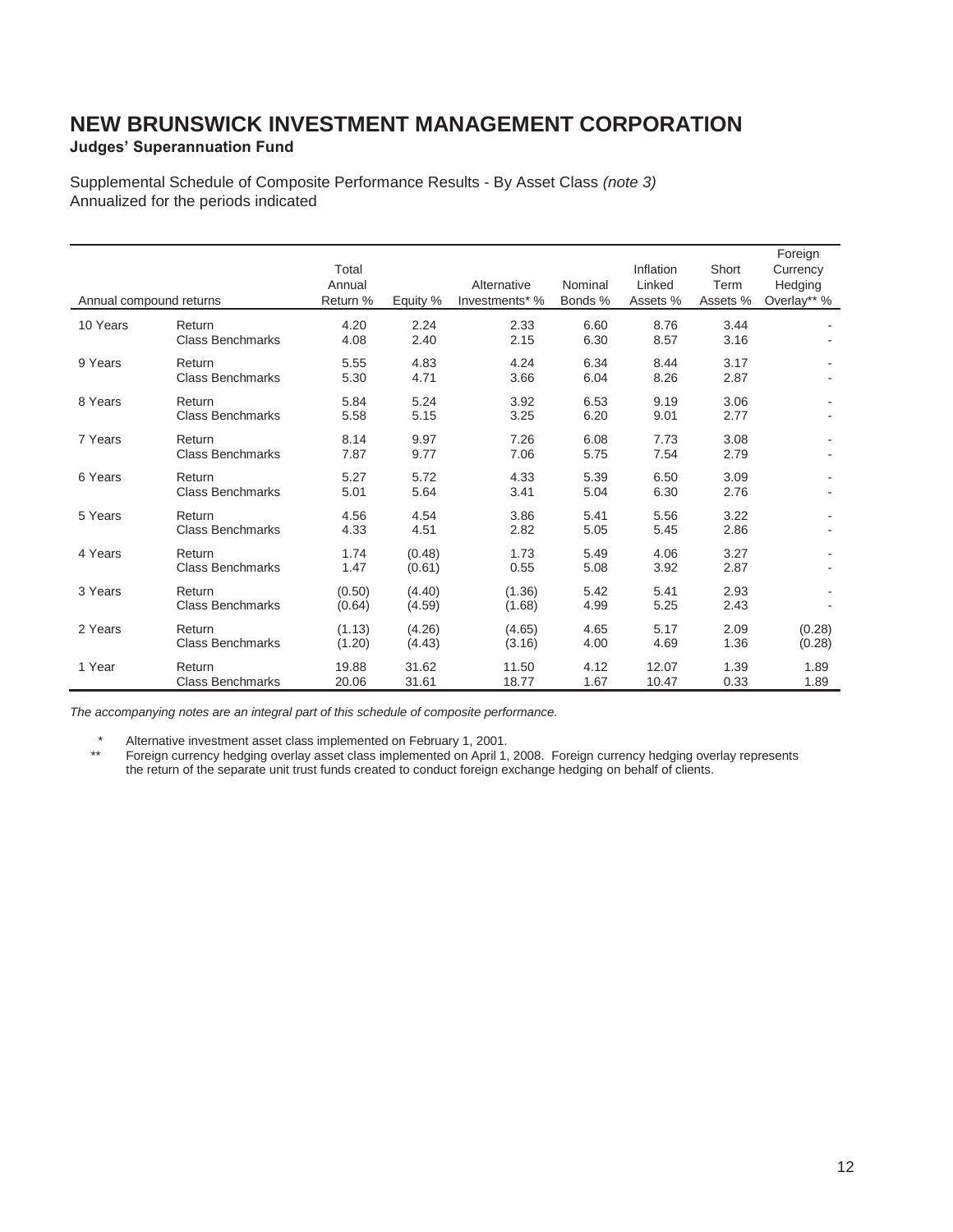# NEW BRUNSWICK INVESTMENT MANAGEMENT CORPORATION

**Judges' Superannuation Fund**

Supplemental Schedule of Composite Performance Results - By Asset Class *(note 3)*
Annualized for the periods indicated

| Annual compound returns | | Total Annual Return % | Equity % | Alternative Investments* % | Nominal Bonds % | Inflation Linked Assets % | Short Term Assets % | Foreign Currency Hedging Overlay** % |
|---|---|---|---|---|---|---|---|---|
| 10 Years | Return | 4.20 | 2.24 | 2.33 | 6.60 | 8.76 | 3.44 | - |
| | Class Benchmarks | 4.08 | 2.40 | 2.15 | 6.30 | 8.57 | 3.16 | - |
| 9 Years | Return | 5.55 | 4.83 | 4.24 | 6.34 | 8.44 | 3.17 | - |
| | Class Benchmarks | 5.30 | 4.71 | 3.66 | 6.04 | 8.26 | 2.87 | - |
| 8 Years | Return | 5.84 | 5.24 | 3.92 | 6.53 | 9.19 | 3.06 | - |
| | Class Benchmarks | 5.58 | 5.15 | 3.25 | 6.20 | 9.01 | 2.77 | - |
| 7 Years | Return | 8.14 | 9.97 | 7.26 | 6.08 | 7.73 | 3.08 | - |
| | Class Benchmarks | 7.87 | 9.77 | 7.06 | 5.75 | 7.54 | 2.79 | - |
| 6 Years | Return | 5.27 | 5.72 | 4.33 | 5.39 | 6.50 | 3.09 | - |
| | Class Benchmarks | 5.01 | 5.64 | 3.41 | 5.04 | 6.30 | 2.76 | - |
| 5 Years | Return | 4.56 | 4.54 | 3.86 | 5.41 | 5.56 | 3.22 | - |
| | Class Benchmarks | 4.33 | 4.51 | 2.82 | 5.05 | 5.45 | 2.86 | - |
| 4 Years | Return | 1.74 | (0.48) | 1.73 | 5.49 | 4.06 | 3.27 | - |
| | Class Benchmarks | 1.47 | (0.61) | 0.55 | 5.08 | 3.92 | 2.87 | - |
| 3 Years | Return | (0.50) | (4.40) | (1.36) | 5.42 | 5.41 | 2.93 | - |
| | Class Benchmarks | (0.64) | (4.59) | (1.68) | 4.99 | 5.25 | 2.43 | - |
| 2 Years | Return | (1.13) | (4.26) | (4.65) | 4.65 | 5.17 | 2.09 | (0.28) |
| | Class Benchmarks | (1.20) | (4.43) | (3.16) | 4.00 | 4.69 | 1.36 | (0.28) |
| 1 Year | Return | 19.88 | 31.62 | 11.50 | 4.12 | 12.07 | 1.39 | 1.89 |
| | Class Benchmarks | 20.06 | 31.61 | 18.77 | 1.67 | 10.47 | 0.33 | 1.89 |

*The accompanying notes are an integral part of this schedule of composite performance.*

\* Alternative investment asset class implemented on February 1, 2001.

** Foreign currency hedging overlay asset class implemented on April 1, 2008. Foreign currency hedging overlay represents the return of the separate unit trust funds created to conduct foreign exchange hedging on behalf of clients.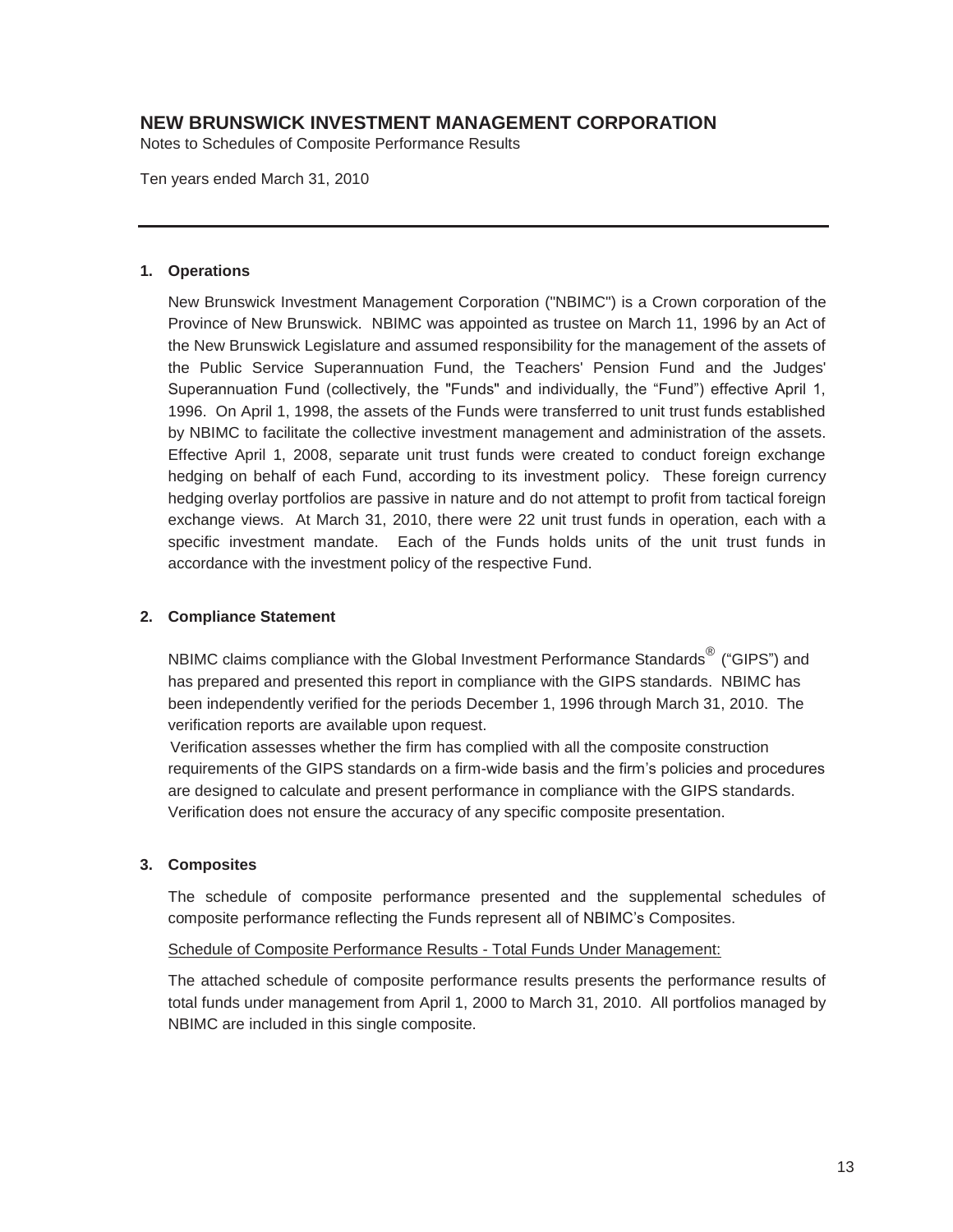# NEW BRUNSWICK INVESTMENT MANAGEMENT CORPORATION

Notes to Schedules of Composite Performance Results

Ten years ended March 31, 2010

---

**1. Operations**

New Brunswick Investment Management Corporation ("NBIMC") is a Crown corporation of the Province of New Brunswick. NBIMC was appointed as trustee on March 11, 1996 by an Act of the New Brunswick Legislature and assumed responsibility for the management of the assets of the Public Service Superannuation Fund, the Teachers' Pension Fund and the Judges' Superannuation Fund (collectively, the "Funds" and individually, the "Fund") effective April 1, 1996. On April 1, 1998, the assets of the Funds were transferred to unit trust funds established by NBIMC to facilitate the collective investment management and administration of the assets. Effective April 1, 2008, separate unit trust funds were created to conduct foreign exchange hedging on behalf of each Fund, according to its investment policy. These foreign currency hedging overlay portfolios are passive in nature and do not attempt to profit from tactical foreign exchange views. At March 31, 2010, there were 22 unit trust funds in operation, each with a specific investment mandate. Each of the Funds holds units of the unit trust funds in accordance with the investment policy of the respective Fund.

**2. Compliance Statement**

NBIMC claims compliance with the Global Investment Performance Standards® ("GIPS") and has prepared and presented this report in compliance with the GIPS standards. NBIMC has been independently verified for the periods December 1, 1996 through March 31, 2010. The verification reports are available upon request.

Verification assesses whether the firm has complied with all the composite construction requirements of the GIPS standards on a firm-wide basis and the firm's policies and procedures are designed to calculate and present performance in compliance with the GIPS standards. Verification does not ensure the accuracy of any specific composite presentation.

**3. Composites**

The schedule of composite performance presented and the supplemental schedules of composite performance reflecting the Funds represent all of NBIMC's Composites.

Schedule of Composite Performance Results - Total Funds Under Management:

The attached schedule of composite performance results presents the performance results of total funds under management from April 1, 2000 to March 31, 2010. All portfolios managed by NBIMC are included in this single composite.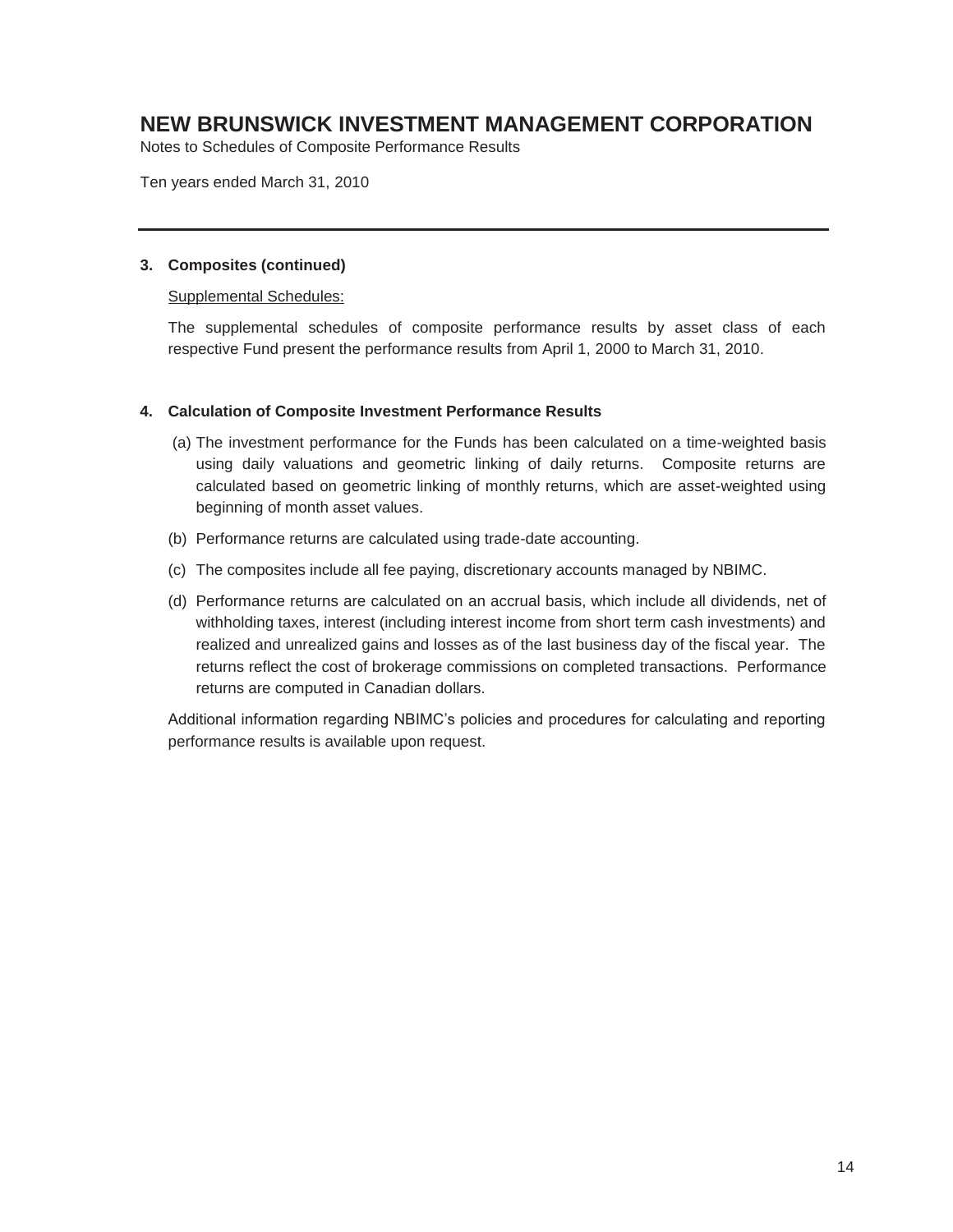# NEW BRUNSWICK INVESTMENT MANAGEMENT CORPORATION

Notes to Schedules of Composite Performance Results

Ten years ended March 31, 2010

**3. Composites (continued)**

Supplemental Schedules:

The supplemental schedules of composite performance results by asset class of each respective Fund present the performance results from April 1, 2000 to March 31, 2010.

**4. Calculation of Composite Investment Performance Results**

(a) The investment performance for the Funds has been calculated on a time-weighted basis using daily valuations and geometric linking of daily returns. Composite returns are calculated based on geometric linking of monthly returns, which are asset-weighted using beginning of month asset values.

(b) Performance returns are calculated using trade-date accounting.

(c) The composites include all fee paying, discretionary accounts managed by NBIMC.

(d) Performance returns are calculated on an accrual basis, which include all dividends, net of withholding taxes, interest (including interest income from short term cash investments) and realized and unrealized gains and losses as of the last business day of the fiscal year. The returns reflect the cost of brokerage commissions on completed transactions. Performance returns are computed in Canadian dollars.

Additional information regarding NBIMC's policies and procedures for calculating and reporting performance results is available upon request.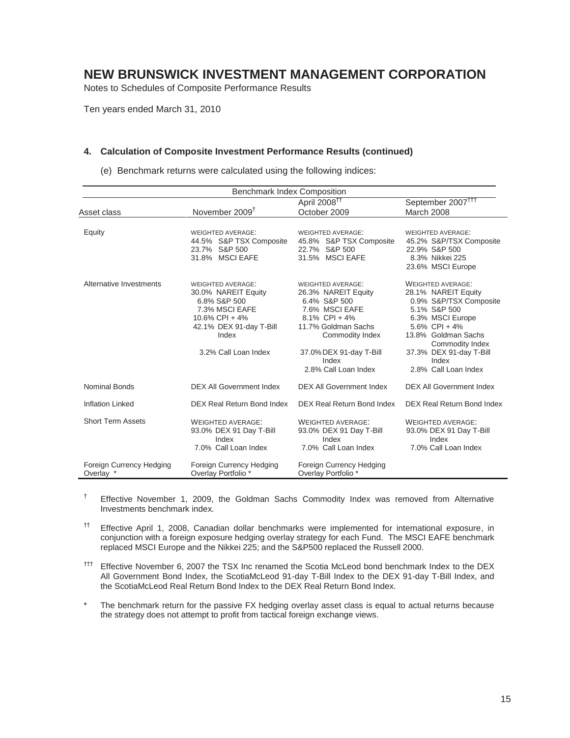# NEW BRUNSWICK INVESTMENT MANAGEMENT CORPORATION

Notes to Schedules of Composite Performance Results

Ten years ended March 31, 2010

### 4. Calculation of Composite Investment Performance Results (continued)

(e) Benchmark returns were calculated using the following indices:

| Benchmark Index Composition | | | |
|---|---|---|---|
| Asset class | November 2009[†] | April 2008[††] October 2009 | September 2007[†††] March 2008 |
| Equity | WEIGHTED AVERAGE: 44.5% S&P TSX Composite 23.7% S&P 500 31.8% MSCI EAFE | WEIGHTED AVERAGE: 45.8% S&P TSX Composite 22.7% S&P 500 31.5% MSCI EAFE | WEIGHTED AVERAGE: 45.2% S&P/TSX Composite 22.9% S&P 500 8.3% Nikkei 225 23.6% MSCI Europe |
| Alternative Investments | WEIGHTED AVERAGE: 30.0% NAREIT Equity 6.8% S&P 500 7.3% MSCI EAFE 10.6% CPI + 4% 42.1% DEX 91-day T-Bill Index 3.2% Call Loan Index | WEIGHTED AVERAGE: 26.3% NAREIT Equity 6.4% S&P 500 7.6% MSCI EAFE 8.1% CPI + 4% 11.7% Goldman Sachs Commodity Index 37.0% DEX 91-day T-Bill Index 2.8% Call Loan Index | WEIGHTED AVERAGE: 28.1% NAREIT Equity 0.9% S&P/TSX Composite 5.1% S&P 500 6.3% MSCI Europe 5.6% CPI + 4% 13.8% Goldman Sachs Commodity Index 37.3% DEX 91-day T-Bill Index 2.8% Call Loan Index |
| Nominal Bonds | DEX All Government Index | DEX All Government Index | DEX All Government Index |
| Inflation Linked | DEX Real Return Bond Index | DEX Real Return Bond Index | DEX Real Return Bond Index |
| Short Term Assets | WEIGHTED AVERAGE: 93.0% DEX 91 Day T-Bill Index 7.0% Call Loan Index | WEIGHTED AVERAGE: 93.0% DEX 91 Day T-Bill Index 7.0% Call Loan Index | WEIGHTED AVERAGE: 93.0% DEX 91 Day T-Bill Index 7.0% Call Loan Index |
| Foreign Currency Hedging Overlay * | Foreign Currency Hedging Overlay Portfolio * | Foreign Currency Hedging Overlay Portfolio * | |

[†] Effective November 1, 2009, the Goldman Sachs Commodity Index was removed from Alternative Investments benchmark index.

[††] Effective April 1, 2008, Canadian dollar benchmarks were implemented for international exposure, in conjunction with a foreign exposure hedging overlay strategy for each Fund. The MSCI EAFE benchmark replaced MSCI Europe and the Nikkei 225; and the S&P500 replaced the Russell 2000.

[†††] Effective November 6, 2007 the TSX Inc renamed the Scotia McLeod bond benchmark Index to the DEX All Government Bond Index, the ScotiaMcLeod 91-day T-Bill Index to the DEX 91-day T-Bill Index, and the ScotiaMcLeod Real Return Bond Index to the DEX Real Return Bond Index.

\* The benchmark return for the passive FX hedging overlay asset class is equal to actual returns because the strategy does not attempt to profit from tactical foreign exchange views.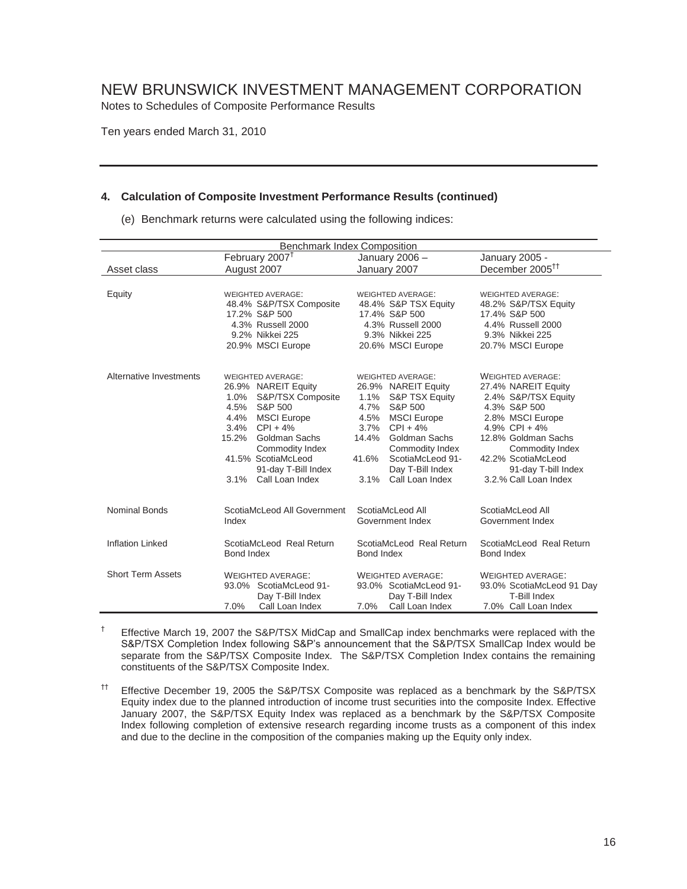# NEW BRUNSWICK INVESTMENT MANAGEMENT CORPORATION

Notes to Schedules of Composite Performance Results

Ten years ended March 31, 2010

---

**4. Calculation of Composite Investment Performance Results (continued)**

(e) Benchmark returns were calculated using the following indices:

| Benchmark Index Composition | | | |
|---|---|---|---|
| Asset class | February 2007[†] August 2007 | January 2006 – January 2007 | January 2005 - December 2005[††] |
| Equity | WEIGHTED AVERAGE:<br>48.4% S&P/TSX Composite<br>17.2% S&P 500<br>4.3% Russell 2000<br>9.2% Nikkei 225<br>20.9% MSCI Europe | WEIGHTED AVERAGE:<br>48.4% S&P TSX Equity<br>17.4% S&P 500<br>4.3% Russell 2000<br>9.3% Nikkei 225<br>20.6% MSCI Europe | WEIGHTED AVERAGE:<br>48.2% S&P/TSX Equity<br>17.4% S&P 500<br>4.4% Russell 2000<br>9.3% Nikkei 225<br>20.7% MSCI Europe |
| Alternative Investments | WEIGHTED AVERAGE:<br>26.9% NAREIT Equity<br>1.0% S&P/TSX Composite<br>4.5% S&P 500<br>4.4% MSCI Europe<br>3.4% CPI + 4%<br>15.2% Goldman Sachs Commodity Index<br>41.5% ScotiaMcLeod 91-day T-Bill Index<br>3.1% Call Loan Index | WEIGHTED AVERAGE:<br>26.9% NAREIT Equity<br>1.1% S&P TSX Equity<br>4.7% S&P 500<br>4.5% MSCI Europe<br>3.7% CPI + 4%<br>14.4% Goldman Sachs Commodity Index<br>41.6% ScotiaMcLeod 91-Day T-Bill Index<br>3.1% Call Loan Index | WEIGHTED AVERAGE:<br>27.4% NAREIT Equity<br>2.4% S&P/TSX Equity<br>4.3% S&P 500<br>2.8% MSCI Europe<br>4.9% CPI + 4%<br>12.8% Goldman Sachs Commodity Index<br>42.2% ScotiaMcLeod 91-day T-bill Index<br>3.2.% Call Loan Index |
| Nominal Bonds | ScotiaMcLeod All Government Index | ScotiaMcLeod All Government Index | ScotiaMcLeod All Government Index |
| Inflation Linked | ScotiaMcLeod Real Return Bond Index | ScotiaMcLeod Real Return Bond Index | ScotiaMcLeod Real Return Bond Index |
| Short Term Assets | WEIGHTED AVERAGE:<br>93.0% ScotiaMcLeod 91-Day T-Bill Index<br>7.0% Call Loan Index | WEIGHTED AVERAGE:<br>93.0% ScotiaMcLeod 91-Day T-Bill Index<br>7.0% Call Loan Index | WEIGHTED AVERAGE:<br>93.0% ScotiaMcLeod 91 Day T-Bill Index<br>7.0% Call Loan Index |

[†] Effective March 19, 2007 the S&P/TSX MidCap and SmallCap index benchmarks were replaced with the S&P/TSX Completion Index following S&P's announcement that the S&P/TSX SmallCap Index would be separate from the S&P/TSX Composite Index. The S&P/TSX Completion Index contains the remaining constituents of the S&P/TSX Composite Index.

[††] Effective December 19, 2005 the S&P/TSX Composite was replaced as a benchmark by the S&P/TSX Equity index due to the planned introduction of income trust securities into the composite Index. Effective January 2007, the S&P/TSX Equity Index was replaced as a benchmark by the S&P/TSX Composite Index following completion of extensive research regarding income trusts as a component of this index and due to the decline in the composition of the companies making up the Equity only index.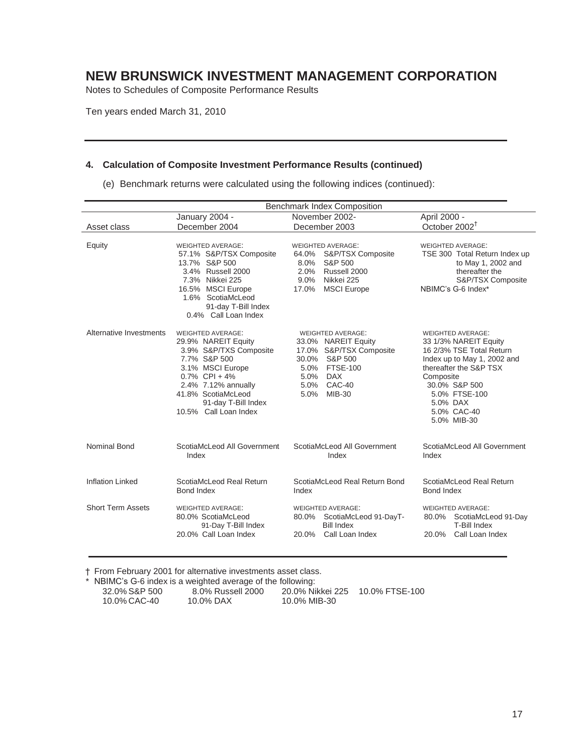# NEW BRUNSWICK INVESTMENT MANAGEMENT CORPORATION

Notes to Schedules of Composite Performance Results

Ten years ended March 31, 2010

### 4. Calculation of Composite Investment Performance Results (continued)

(e) Benchmark returns were calculated using the following indices (continued):

| | Benchmark Index Composition | | |
|---|---|---|---|
| Asset class | January 2004 - December 2004 | November 2002- December 2003 | April 2000 - October 2002[†] |
| Equity | WEIGHTED AVERAGE:<br>57.1% S&P/TSX Composite<br>13.7% S&P 500<br>3.4% Russell 2000<br>7.3% Nikkei 225<br>16.5% MSCI Europe<br>1.6% ScotiaMcLeod 91-day T-Bill Index<br>0.4% Call Loan Index | WEIGHTED AVERAGE:<br>64.0% S&P/TSX Composite<br>8.0% S&P 500<br>2.0% Russell 2000<br>9.0% Nikkei 225<br>17.0% MSCI Europe | WEIGHTED AVERAGE:<br>TSE 300 Total Return Index up to May 1, 2002 and thereafter the S&P/TSX Composite<br>NBIMC's G-6 Index* |
| Alternative Investments | WEIGHTED AVERAGE:<br>29.9% NAREIT Equity<br>3.9% S&P/TXS Composite<br>7.7% S&P 500<br>3.1% MSCI Europe<br>0.7% CPI + 4%<br>2.4% 7.12% annually<br>41.8% ScotiaMcLeod 91-day T-Bill Index<br>10.5% Call Loan Index | WEIGHTED AVERAGE:<br>33.0% NAREIT Equity<br>17.0% S&P/TSX Composite<br>30.0% S&P 500<br>5.0% FTSE-100<br>5.0% DAX<br>5.0% CAC-40<br>5.0% MIB-30 | WEIGHTED AVERAGE:<br>33 1/3% NAREIT Equity<br>16 2/3% TSE Total Return Index up to May 1, 2002 and thereafter the S&P TSX Composite<br>30.0% S&P 500<br>5.0% FTSE-100<br>5.0% DAX<br>5.0% CAC-40<br>5.0% MIB-30 |
| Nominal Bond | ScotiaMcLeod All Government Index | ScotiaMcLeod All Government Index | ScotiaMcLeod All Government Index |
| Inflation Linked | ScotiaMcLeod Real Return Bond Index | ScotiaMcLeod Real Return Bond Index | ScotiaMcLeod Real Return Bond Index |
| Short Term Assets | WEIGHTED AVERAGE:<br>80.0% ScotiaMcLeod 91-Day T-Bill Index<br>20.0% Call Loan Index | WEIGHTED AVERAGE:<br>80.0% ScotiaMcLeod 91-DayT-Bill Index<br>20.0% Call Loan Index | WEIGHTED AVERAGE:<br>80.0% ScotiaMcLeod 91-Day T-Bill Index<br>20.0% Call Loan Index |

† From February 2001 for alternative investments asset class.

\* NBIMC's G-6 index is a weighted average of the following:

| | | | |
|---|---|---|---|
| 32.0% S&P 500 | 8.0% Russell 2000 | 20.0% Nikkei 225 | 10.0% FTSE-100 |
| 10.0% CAC-40 | 10.0% DAX | 10.0% MIB-30 | |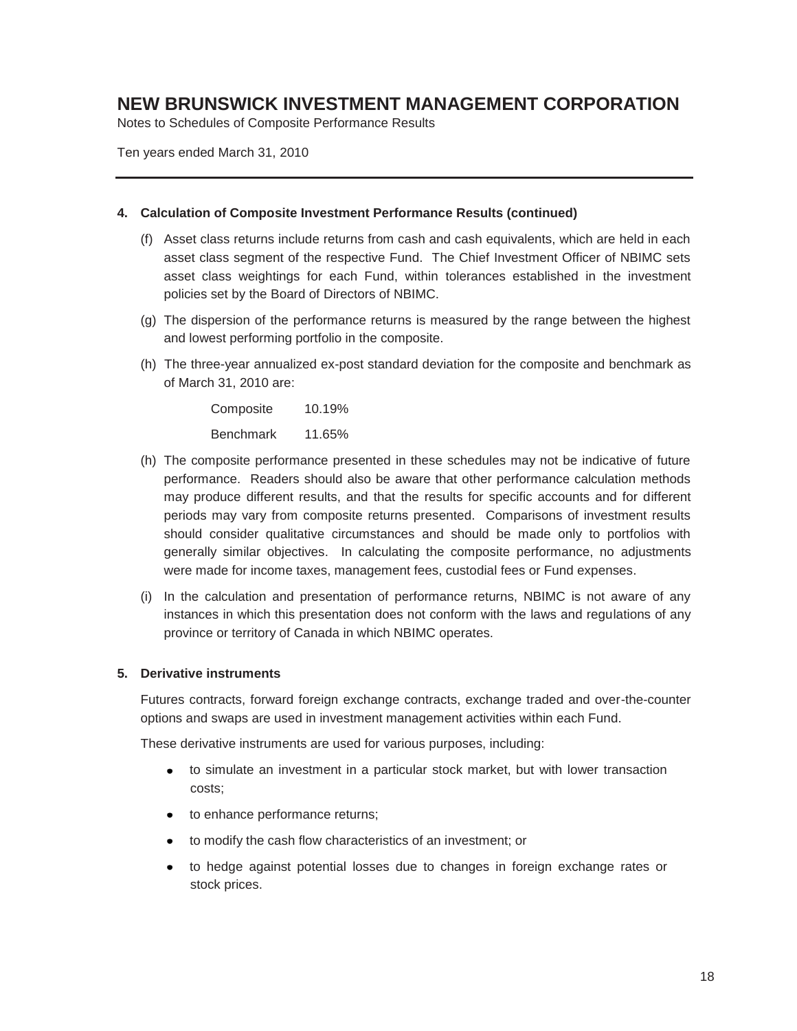# NEW BRUNSWICK INVESTMENT MANAGEMENT CORPORATION

Notes to Schedules of Composite Performance Results

Ten years ended March 31, 2010

**4. Calculation of Composite Investment Performance Results (continued)**

(f) Asset class returns include returns from cash and cash equivalents, which are held in each asset class segment of the respective Fund. The Chief Investment Officer of NBIMC sets asset class weightings for each Fund, within tolerances established in the investment policies set by the Board of Directors of NBIMC.

(g) The dispersion of the performance returns is measured by the range between the highest and lowest performing portfolio in the composite.

(h) The three-year annualized ex-post standard deviation for the composite and benchmark as of March 31, 2010 are:

| | |
|---|---|
| Composite | 10.19% |
| Benchmark | 11.65% |

(h) The composite performance presented in these schedules may not be indicative of future performance. Readers should also be aware that other performance calculation methods may produce different results, and that the results for specific accounts and for different periods may vary from composite returns presented. Comparisons of investment results should consider qualitative circumstances and should be made only to portfolios with generally similar objectives. In calculating the composite performance, no adjustments were made for income taxes, management fees, custodial fees or Fund expenses.

(i) In the calculation and presentation of performance returns, NBIMC is not aware of any instances in which this presentation does not conform with the laws and regulations of any province or territory of Canada in which NBIMC operates.

**5. Derivative instruments**

Futures contracts, forward foreign exchange contracts, exchange traded and over-the-counter options and swaps are used in investment management activities within each Fund.

These derivative instruments are used for various purposes, including:

- to simulate an investment in a particular stock market, but with lower transaction costs;
- to enhance performance returns;
- to modify the cash flow characteristics of an investment; or
- to hedge against potential losses due to changes in foreign exchange rates or stock prices.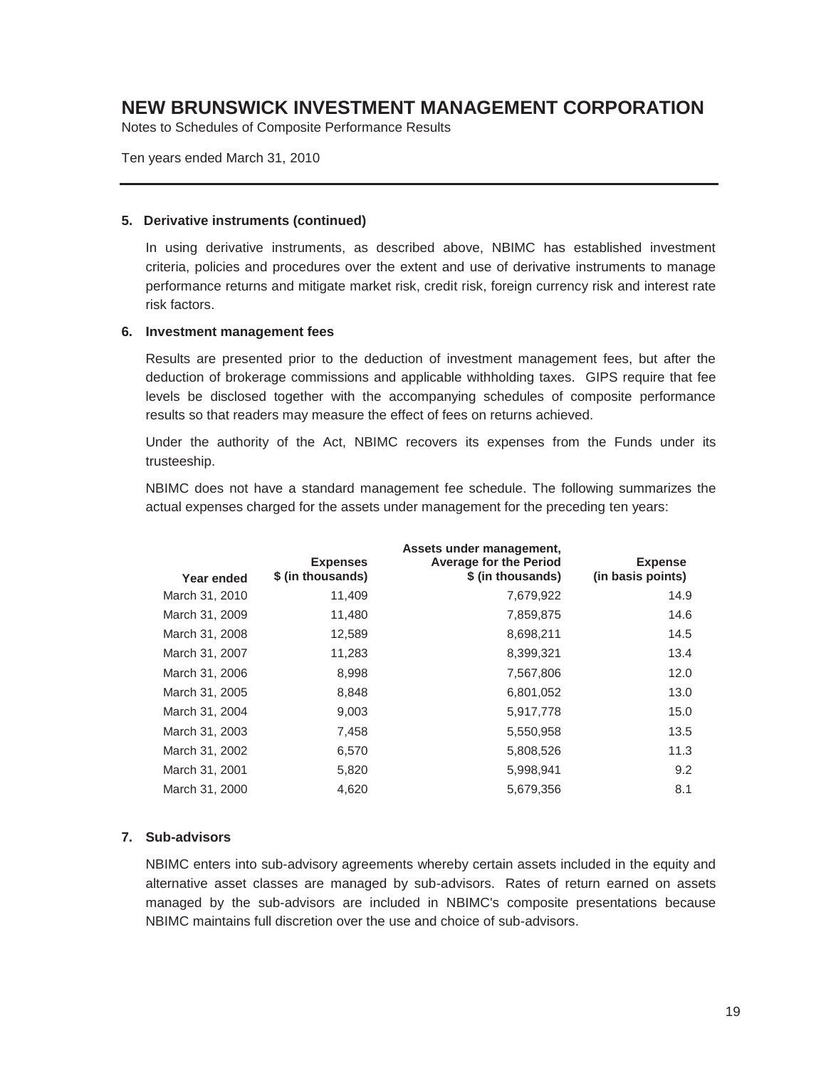# NEW BRUNSWICK INVESTMENT MANAGEMENT CORPORATION

Notes to Schedules of Composite Performance Results

Ten years ended March 31, 2010

**5. Derivative instruments (continued)**

In using derivative instruments, as described above, NBIMC has established investment criteria, policies and procedures over the extent and use of derivative instruments to manage performance returns and mitigate market risk, credit risk, foreign currency risk and interest rate risk factors.

**6. Investment management fees**

Results are presented prior to the deduction of investment management fees, but after the deduction of brokerage commissions and applicable withholding taxes. GIPS require that fee levels be disclosed together with the accompanying schedules of composite performance results so that readers may measure the effect of fees on returns achieved.

Under the authority of the Act, NBIMC recovers its expenses from the Funds under its trusteeship.

NBIMC does not have a standard management fee schedule. The following summarizes the actual expenses charged for the assets under management for the preceding ten years:

| Year ended | Expenses \$ (in thousands) | Assets under management, Average for the Period \$ (in thousands) | Expense (in basis points) |
|---|---|---|---|
| March 31, 2010 | 11,409 | 7,679,922 | 14.9 |
| March 31, 2009 | 11,480 | 7,859,875 | 14.6 |
| March 31, 2008 | 12,589 | 8,698,211 | 14.5 |
| March 31, 2007 | 11,283 | 8,399,321 | 13.4 |
| March 31, 2006 | 8,998 | 7,567,806 | 12.0 |
| March 31, 2005 | 8,848 | 6,801,052 | 13.0 |
| March 31, 2004 | 9,003 | 5,917,778 | 15.0 |
| March 31, 2003 | 7,458 | 5,550,958 | 13.5 |
| March 31, 2002 | 6,570 | 5,808,526 | 11.3 |
| March 31, 2001 | 5,820 | 5,998,941 | 9.2 |
| March 31, 2000 | 4,620 | 5,679,356 | 8.1 |

**7. Sub-advisors**

NBIMC enters into sub-advisory agreements whereby certain assets included in the equity and alternative asset classes are managed by sub-advisors. Rates of return earned on assets managed by the sub-advisors are included in NBIMC's composite presentations because NBIMC maintains full discretion over the use and choice of sub-advisors.